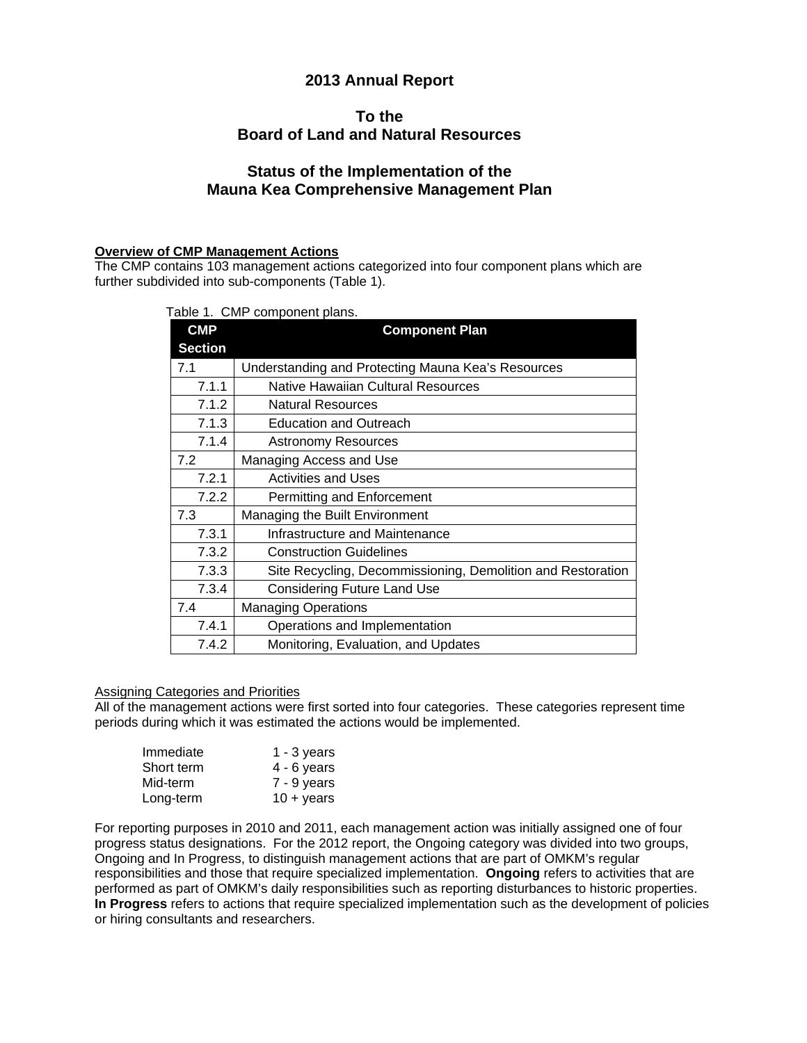# 2013 Annual Report

## To the Board of Land and Natural Resources

## Status of the Implementation of the Mauna Kea Comprehensive Management Plan

**Overview of CMP Management Actions**

The CMP contains 103 management actions categorized into four component plans which are further subdivided into sub-components (Table 1).

Table 1. CMP component plans.

| CMP Section | Component Plan |
|---|---|
| 7.1 | Understanding and Protecting Mauna Kea's Resources |
| 7.1.1 | Native Hawaiian Cultural Resources |
| 7.1.2 | Natural Resources |
| 7.1.3 | Education and Outreach |
| 7.1.4 | Astronomy Resources |
| 7.2 | Managing Access and Use |
| 7.2.1 | Activities and Uses |
| 7.2.2 | Permitting and Enforcement |
| 7.3 | Managing the Built Environment |
| 7.3.1 | Infrastructure and Maintenance |
| 7.3.2 | Construction Guidelines |
| 7.3.3 | Site Recycling, Decommissioning, Demolition and Restoration |
| 7.3.4 | Considering Future Land Use |
| 7.4 | Managing Operations |
| 7.4.1 | Operations and Implementation |
| 7.4.2 | Monitoring, Evaluation, and Updates |

Assigning Categories and Priorities

All of the management actions were first sorted into four categories. These categories represent time periods during which it was estimated the actions would be implemented.

| | |
|---|---|
| Immediate | 1 - 3 years |
| Short term | 4 - 6 years |
| Mid-term | 7 - 9 years |
| Long-term | 10 + years |

For reporting purposes in 2010 and 2011, each management action was initially assigned one of four progress status designations. For the 2012 report, the Ongoing category was divided into two groups, Ongoing and In Progress, to distinguish management actions that are part of OMKM's regular responsibilities and those that require specialized implementation. **Ongoing** refers to activities that are performed as part of OMKM's daily responsibilities such as reporting disturbances to historic properties. **In Progress** refers to actions that require specialized implementation such as the development of policies or hiring consultants and researchers.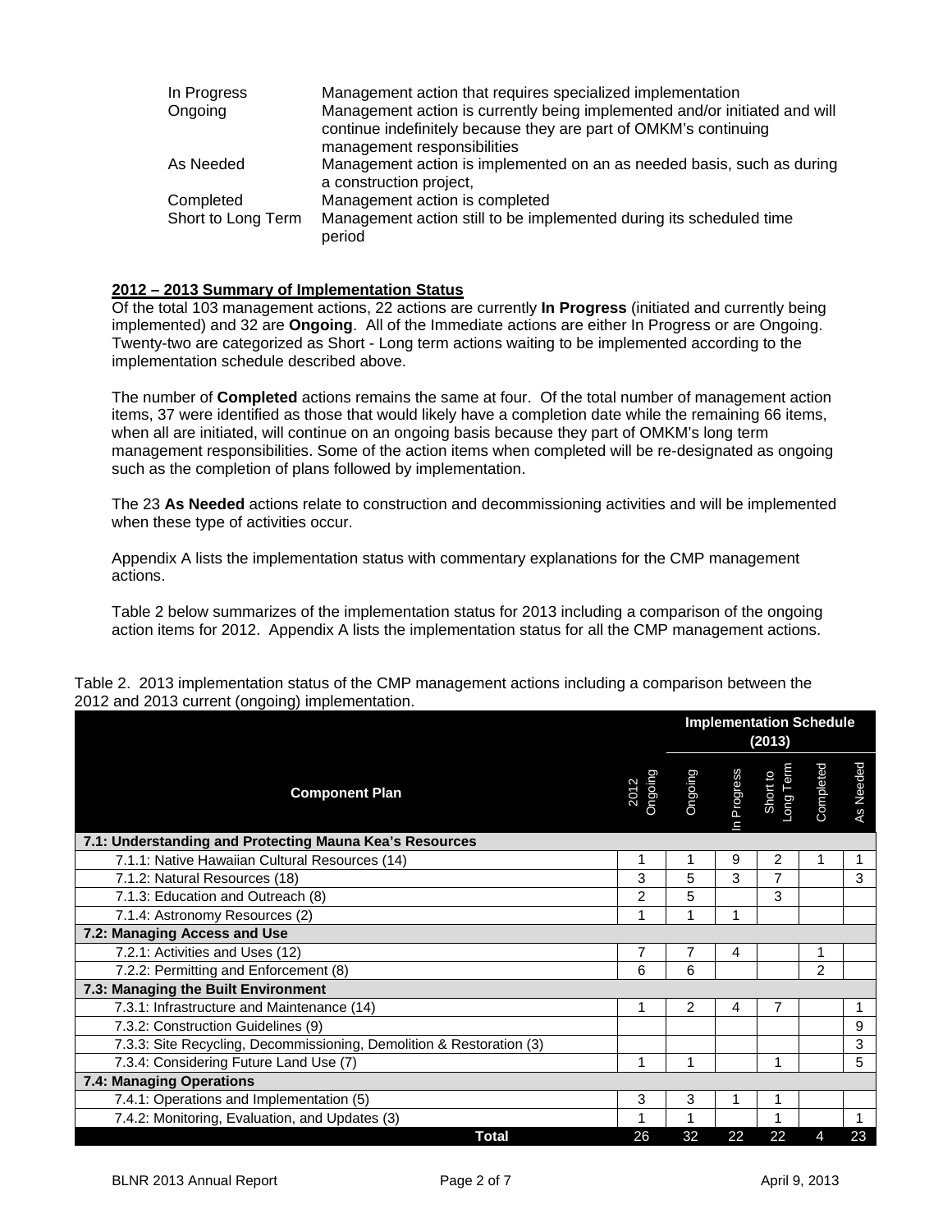| | |
|---|---|
| In Progress | Management action that requires specialized implementation |
| Ongoing | Management action is currently being implemented and/or initiated and will continue indefinitely because they are part of OMKM's continuing management responsibilities |
| As Needed | Management action is implemented on an as needed basis, such as during a construction project, |
| Completed | Management action is completed |
| Short to Long Term | Management action still to be implemented during its scheduled time period |

**2012 – 2013 Summary of Implementation Status**

Of the total 103 management actions, 22 actions are currently **In Progress** (initiated and currently being implemented) and 32 are **Ongoing**. All of the Immediate actions are either In Progress or are Ongoing. Twenty-two are categorized as Short - Long term actions waiting to be implemented according to the implementation schedule described above.

The number of **Completed** actions remains the same at four. Of the total number of management action items, 37 were identified as those that would likely have a completion date while the remaining 66 items, when all are initiated, will continue on an ongoing basis because they part of OMKM's long term management responsibilities. Some of the action items when completed will be re-designated as ongoing such as the completion of plans followed by implementation.

The 23 **As Needed** actions relate to construction and decommissioning activities and will be implemented when these type of activities occur.

Appendix A lists the implementation status with commentary explanations for the CMP management actions.

Table 2 below summarizes of the implementation status for 2013 including a comparison of the ongoing action items for 2012. Appendix A lists the implementation status for all the CMP management actions.

Table 2. 2013 implementation status of the CMP management actions including a comparison between the 2012 and 2013 current (ongoing) implementation.

| Component Plan | | Implementation Schedule (2013) | | | | |
|---|---|---|---|---|---|---|
| | 2012 Ongoing | Ongoing | In Progress | Short to Long Term | Completed | As Needed |
| **7.1: Understanding and Protecting Mauna Kea's Resources** | | | | | | |
| 7.1.1: Native Hawaiian Cultural Resources (14) | 1 | 1 | 9 | 2 | 1 | 1 |
| 7.1.2: Natural Resources (18) | 3 | 5 | 3 | 7 | | 3 |
| 7.1.3: Education and Outreach (8) | 2 | 5 | | 3 | | |
| 7.1.4: Astronomy Resources (2) | 1 | 1 | 1 | | | |
| **7.2: Managing Access and Use** | | | | | | |
| 7.2.1: Activities and Uses (12) | 7 | 7 | 4 | | 1 | |
| 7.2.2: Permitting and Enforcement (8) | 6 | 6 | | | 2 | |
| **7.3: Managing the Built Environment** | | | | | | |
| 7.3.1: Infrastructure and Maintenance (14) | 1 | 2 | 4 | 7 | | 1 |
| 7.3.2: Construction Guidelines (9) | | | | | | 9 |
| 7.3.3: Site Recycling, Decommissioning, Demolition & Restoration (3) | | | | | | 3 |
| 7.3.4: Considering Future Land Use (7) | 1 | 1 | | 1 | | 5 |
| **7.4: Managing Operations** | | | | | | |
| 7.4.1: Operations and Implementation (5) | 3 | 3 | 1 | 1 | | |
| 7.4.2: Monitoring, Evaluation, and Updates (3) | 1 | 1 | | 1 | | 1 |
| **Total** | 26 | 32 | 22 | 22 | 4 | 23 |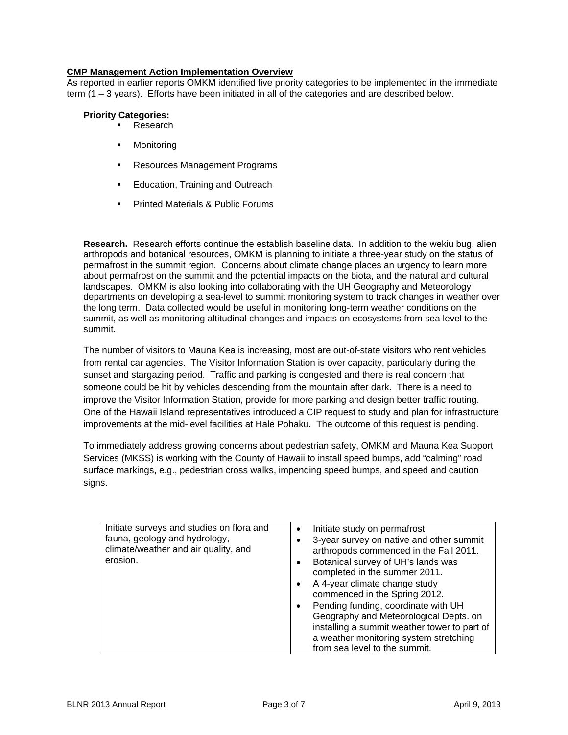**CMP Management Action Implementation Overview**

As reported in earlier reports OMKM identified five priority categories to be implemented in the immediate term (1 – 3 years). Efforts have been initiated in all of the categories and are described below.

**Priority Categories:**

- Research
- Monitoring
- Resources Management Programs
- Education, Training and Outreach
- Printed Materials & Public Forums

**Research.** Research efforts continue the establish baseline data. In addition to the wekiu bug, alien arthropods and botanical resources, OMKM is planning to initiate a three-year study on the status of permafrost in the summit region. Concerns about climate change places an urgency to learn more about permafrost on the summit and the potential impacts on the biota, and the natural and cultural landscapes. OMKM is also looking into collaborating with the UH Geography and Meteorology departments on developing a sea-level to summit monitoring system to track changes in weather over the long term. Data collected would be useful in monitoring long-term weather conditions on the summit, as well as monitoring altitudinal changes and impacts on ecosystems from sea level to the summit.

The number of visitors to Mauna Kea is increasing, most are out-of-state visitors who rent vehicles from rental car agencies. The Visitor Information Station is over capacity, particularly during the sunset and stargazing period. Traffic and parking is congested and there is real concern that someone could be hit by vehicles descending from the mountain after dark. There is a need to improve the Visitor Information Station, provide for more parking and design better traffic routing. One of the Hawaii Island representatives introduced a CIP request to study and plan for infrastructure improvements at the mid-level facilities at Hale Pohaku. The outcome of this request is pending.

To immediately address growing concerns about pedestrian safety, OMKM and Mauna Kea Support Services (MKSS) is working with the County of Hawaii to install speed bumps, add "calming" road surface markings, e.g., pedestrian cross walks, impending speed bumps, and speed and caution signs.

| | |
|---|---|
| Initiate surveys and studies on flora and fauna, geology and hydrology, climate/weather and air quality, and erosion. | • Initiate study on permafrost<br>• 3-year survey on native and other summit arthropods commenced in the Fall 2011.<br>• Botanical survey of UH's lands was completed in the summer 2011.<br>• A 4-year climate change study commenced in the Spring 2012.<br>• Pending funding, coordinate with UH Geography and Meteorological Depts. on installing a summit weather tower to part of a weather monitoring system stretching from sea level to the summit. |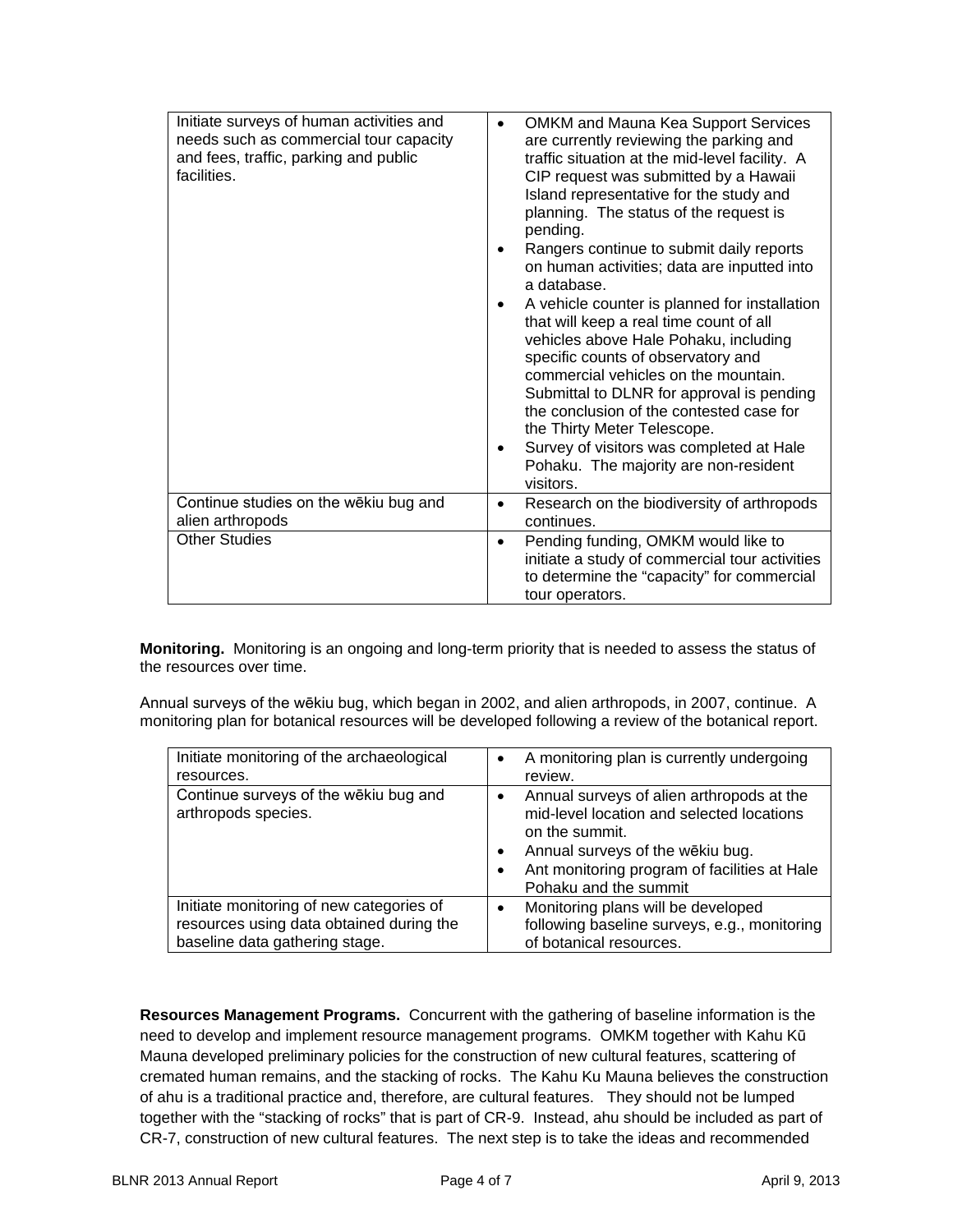| | |
|---|---|
| Initiate surveys of human activities and needs such as commercial tour capacity and fees, traffic, parking and public facilities. | • OMKM and Mauna Kea Support Services are currently reviewing the parking and traffic situation at the mid-level facility. A CIP request was submitted by a Hawaii Island representative for the study and planning. The status of the request is pending.<br>• Rangers continue to submit daily reports on human activities; data are inputted into a database.<br>• A vehicle counter is planned for installation that will keep a real time count of all vehicles above Hale Pohaku, including specific counts of observatory and commercial vehicles on the mountain. Submittal to DLNR for approval is pending the conclusion of the contested case for the Thirty Meter Telescope.<br>• Survey of visitors was completed at Hale Pohaku. The majority are non-resident visitors. |
| Continue studies on the wēkiu bug and alien arthropods | • Research on the biodiversity of arthropods continues. |
| Other Studies | • Pending funding, OMKM would like to initiate a study of commercial tour activities to determine the "capacity" for commercial tour operators. |

**Monitoring.** Monitoring is an ongoing and long-term priority that is needed to assess the status of the resources over time.

Annual surveys of the wēkiu bug, which began in 2002, and alien arthropods, in 2007, continue. A monitoring plan for botanical resources will be developed following a review of the botanical report.

| | |
|---|---|
| Initiate monitoring of the archaeological resources. | • A monitoring plan is currently undergoing review. |
| Continue surveys of the wēkiu bug and arthropods species. | • Annual surveys of alien arthropods at the mid-level location and selected locations on the summit.<br>• Annual surveys of the wēkiu bug.<br>• Ant monitoring program of facilities at Hale Pohaku and the summit |
| Initiate monitoring of new categories of resources using data obtained during the baseline data gathering stage. | • Monitoring plans will be developed following baseline surveys, e.g., monitoring of botanical resources. |

**Resources Management Programs.** Concurrent with the gathering of baseline information is the need to develop and implement resource management programs. OMKM together with Kahu Kū Mauna developed preliminary policies for the construction of new cultural features, scattering of cremated human remains, and the stacking of rocks. The Kahu Ku Mauna believes the construction of ahu is a traditional practice and, therefore, are cultural features. They should not be lumped together with the "stacking of rocks" that is part of CR-9. Instead, ahu should be included as part of CR-7, construction of new cultural features. The next step is to take the ideas and recommended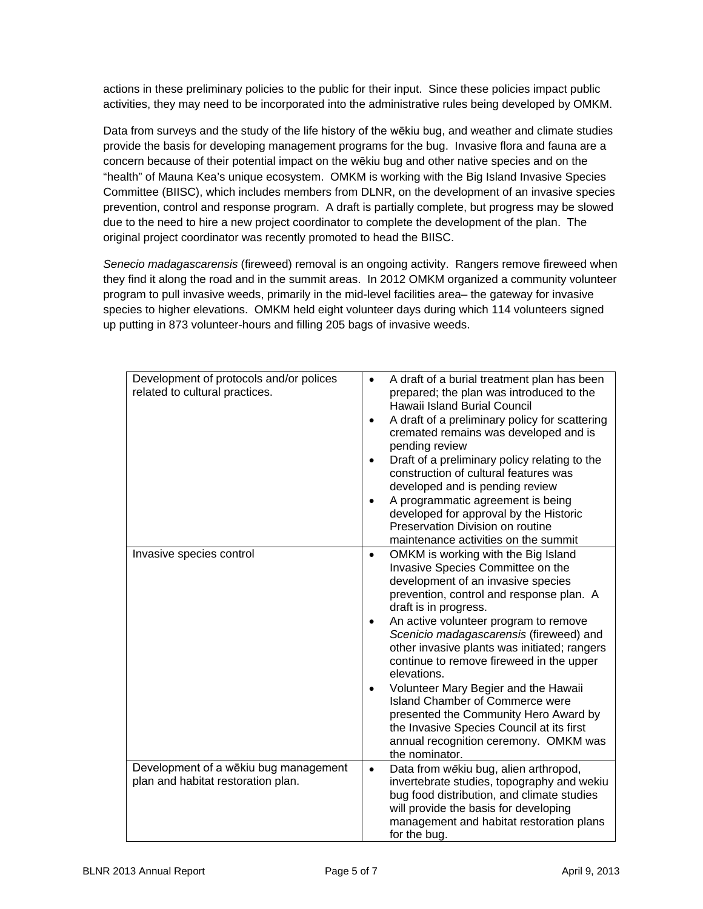actions in these preliminary policies to the public for their input. Since these policies impact public activities, they may need to be incorporated into the administrative rules being developed by OMKM.

Data from surveys and the study of the life history of the wēkiu bug, and weather and climate studies provide the basis for developing management programs for the bug. Invasive flora and fauna are a concern because of their potential impact on the wēkiu bug and other native species and on the "health" of Mauna Kea's unique ecosystem. OMKM is working with the Big Island Invasive Species Committee (BIISC), which includes members from DLNR, on the development of an invasive species prevention, control and response program. A draft is partially complete, but progress may be slowed due to the need to hire a new project coordinator to complete the development of the plan. The original project coordinator was recently promoted to head the BIISC.

*Senecio madagascarensis* (fireweed) removal is an ongoing activity. Rangers remove fireweed when they find it along the road and in the summit areas. In 2012 OMKM organized a community volunteer program to pull invasive weeds, primarily in the mid-level facilities area– the gateway for invasive species to higher elevations. OMKM held eight volunteer days during which 114 volunteers signed up putting in 873 volunteer-hours and filling 205 bags of invasive weeds.

| | |
|---|---|
| Development of protocols and/or polices related to cultural practices. | • A draft of a burial treatment plan has been prepared; the plan was introduced to the Hawaii Island Burial Council<br>• A draft of a preliminary policy for scattering cremated remains was developed and is pending review<br>• Draft of a preliminary policy relating to the construction of cultural features was developed and is pending review<br>• A programmatic agreement is being developed for approval by the Historic Preservation Division on routine maintenance activities on the summit |
| Invasive species control | • OMKM is working with the Big Island Invasive Species Committee on the development of an invasive species prevention, control and response plan. A draft is in progress.<br>• An active volunteer program to remove *Scenicio madagascarensis* (fireweed) and other invasive plants was initiated; rangers continue to remove fireweed in the upper elevations.<br>• Volunteer Mary Begier and the Hawaii Island Chamber of Commerce were presented the Community Hero Award by the Invasive Species Council at its first annual recognition ceremony. OMKM was the nominator. |
| Development of a wēkiu bug management plan and habitat restoration plan. | • Data from wēkiu bug, alien arthropod, invertebrate studies, topography and wekiu bug food distribution, and climate studies will provide the basis for developing management and habitat restoration plans for the bug. |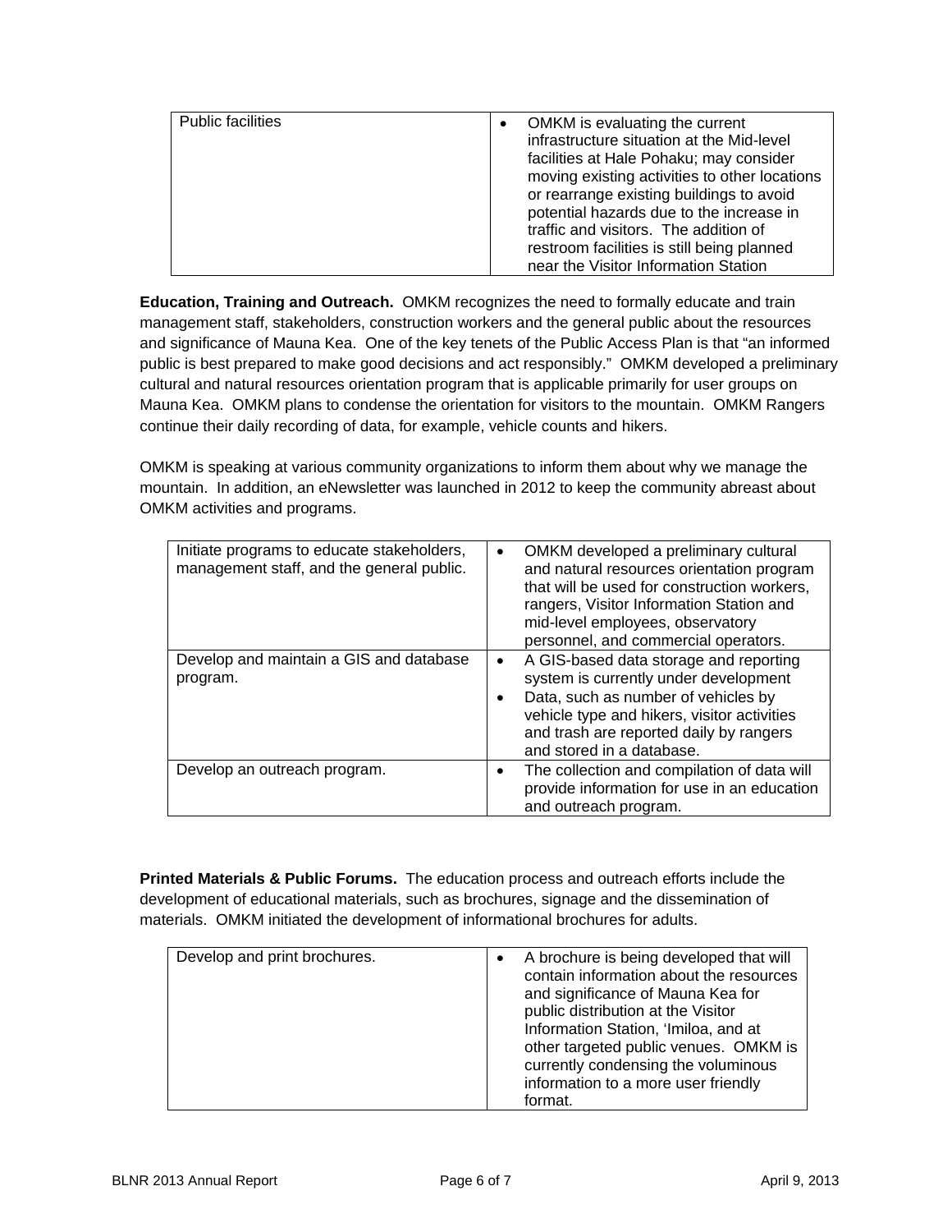| Public facilities | • OMKM is evaluating the current infrastructure situation at the Mid-level facilities at Hale Pohaku; may consider moving existing activities to other locations or rearrange existing buildings to avoid potential hazards due to the increase in traffic and visitors. The addition of restroom facilities is still being planned near the Visitor Information Station |
|---|---|

**Education, Training and Outreach.** OMKM recognizes the need to formally educate and train management staff, stakeholders, construction workers and the general public about the resources and significance of Mauna Kea. One of the key tenets of the Public Access Plan is that "an informed public is best prepared to make good decisions and act responsibly." OMKM developed a preliminary cultural and natural resources orientation program that is applicable primarily for user groups on Mauna Kea. OMKM plans to condense the orientation for visitors to the mountain. OMKM Rangers continue their daily recording of data, for example, vehicle counts and hikers.

OMKM is speaking at various community organizations to inform them about why we manage the mountain. In addition, an eNewsletter was launched in 2012 to keep the community abreast about OMKM activities and programs.

| Initiate programs to educate stakeholders, management staff, and the general public. | • OMKM developed a preliminary cultural and natural resources orientation program that will be used for construction workers, rangers, Visitor Information Station and mid-level employees, observatory personnel, and commercial operators. |
|---|---|
| Develop and maintain a GIS and database program. | • A GIS-based data storage and reporting system is currently under development<br>• Data, such as number of vehicles by vehicle type and hikers, visitor activities and trash are reported daily by rangers and stored in a database. |
| Develop an outreach program. | • The collection and compilation of data will provide information for use in an education and outreach program. |

**Printed Materials & Public Forums.** The education process and outreach efforts include the development of educational materials, such as brochures, signage and the dissemination of materials. OMKM initiated the development of informational brochures for adults.

| Develop and print brochures. | • A brochure is being developed that will contain information about the resources and significance of Mauna Kea for public distribution at the Visitor Information Station, 'Imiloa, and at other targeted public venues. OMKM is currently condensing the voluminous information to a more user friendly format. |
|---|---|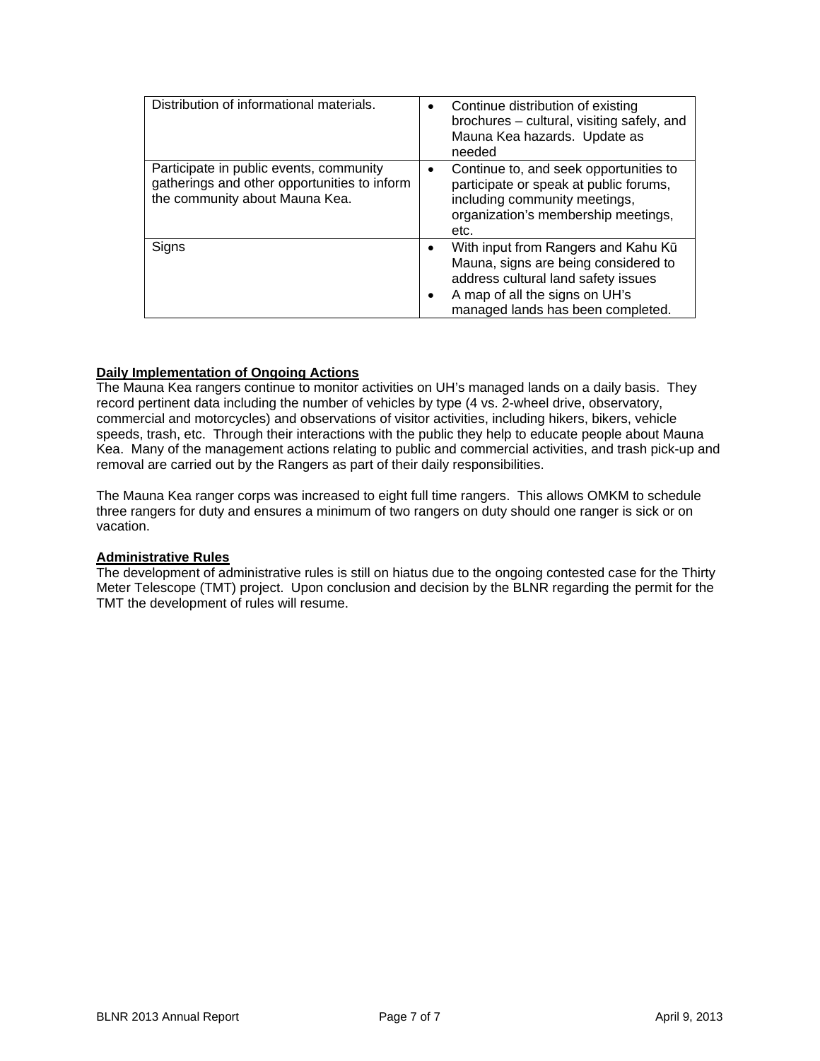| | |
|---|---|
| Distribution of informational materials. | • Continue distribution of existing brochures – cultural, visiting safely, and Mauna Kea hazards. Update as needed |
| Participate in public events, community gatherings and other opportunities to inform the community about Mauna Kea. | • Continue to, and seek opportunities to participate or speak at public forums, including community meetings, organization's membership meetings, etc. |
| Signs | • With input from Rangers and Kahu Kū Mauna, signs are being considered to address cultural land safety issues<br>• A map of all the signs on UH's managed lands has been completed. |

**Daily Implementation of Ongoing Actions**

The Mauna Kea rangers continue to monitor activities on UH's managed lands on a daily basis. They record pertinent data including the number of vehicles by type (4 vs. 2-wheel drive, observatory, commercial and motorcycles) and observations of visitor activities, including hikers, bikers, vehicle speeds, trash, etc. Through their interactions with the public they help to educate people about Mauna Kea. Many of the management actions relating to public and commercial activities, and trash pick-up and removal are carried out by the Rangers as part of their daily responsibilities.

The Mauna Kea ranger corps was increased to eight full time rangers. This allows OMKM to schedule three rangers for duty and ensures a minimum of two rangers on duty should one ranger is sick or on vacation.

**Administrative Rules**

The development of administrative rules is still on hiatus due to the ongoing contested case for the Thirty Meter Telescope (TMT) project. Upon conclusion and decision by the BLNR regarding the permit for the TMT the development of rules will resume.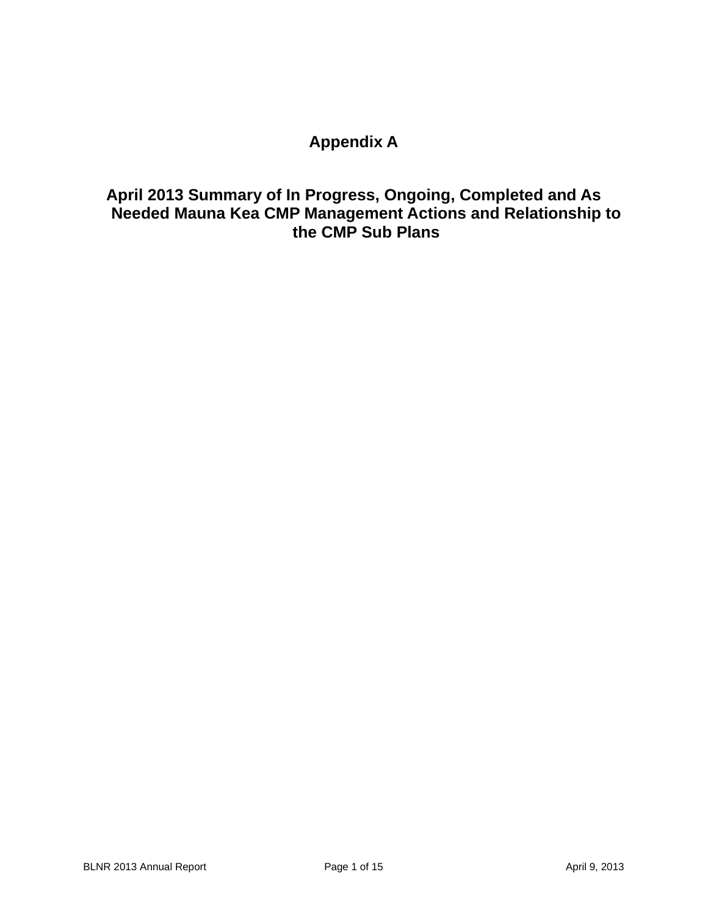# Appendix A

## April 2013 Summary of In Progress, Ongoing, Completed and As Needed Mauna Kea CMP Management Actions and Relationship to the CMP Sub Plans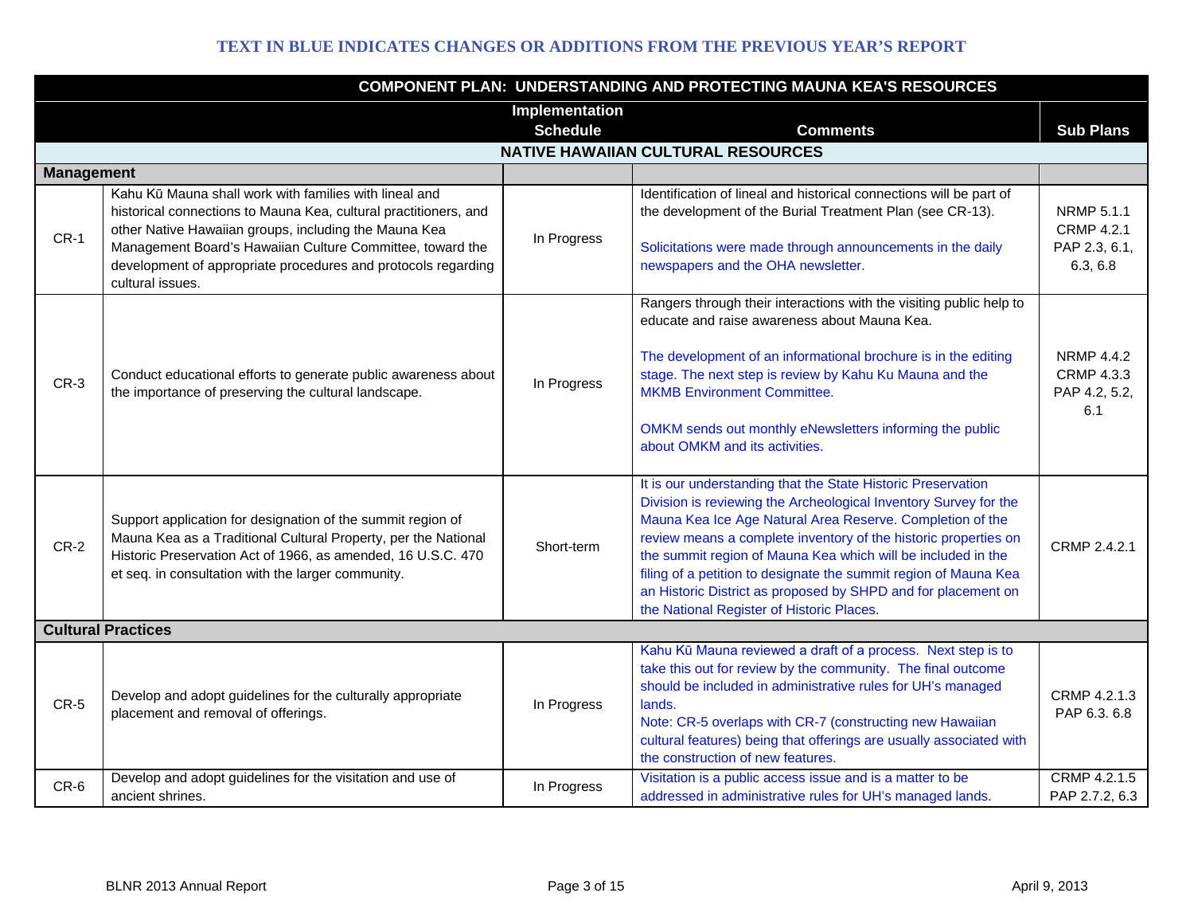**TEXT IN BLUE INDICATES CHANGES OR ADDITIONS FROM THE PREVIOUS YEAR'S REPORT**

| COMPONENT PLAN: UNDERSTANDING AND PROTECTING MAUNA KEA'S RESOURCES | | | | |
|---|---|---|---|---|
| | | Implementation Schedule | Comments | Sub Plans |
| **NATIVE HAWAIIAN CULTURAL RESOURCES** | | | | |
| **Management** | | | | |
| CR-1 | Kahu Kū Mauna shall work with families with lineal and historical connections to Mauna Kea, cultural practitioners, and other Native Hawaiian groups, including the Mauna Kea Management Board's Hawaiian Culture Committee, toward the development of appropriate procedures and protocols regarding cultural issues. | In Progress | Identification of lineal and historical connections will be part of the development of the Burial Treatment Plan (see CR-13).<br><br>Solicitations were made through announcements in the daily newspapers and the OHA newsletter. | NRMP 5.1.1<br>CRMP 4.2.1<br>PAP 2.3, 6.1, 6.3, 6.8 |
| CR-3 | Conduct educational efforts to generate public awareness about the importance of preserving the cultural landscape. | In Progress | Rangers through their interactions with the visiting public help to educate and raise awareness about Mauna Kea.<br><br>The development of an informational brochure is in the editing stage. The next step is review by Kahu Ku Mauna and the MKMB Environment Committee.<br><br>OMKM sends out monthly eNewsletters informing the public about OMKM and its activities. | NRMP 4.4.2<br>CRMP 4.3.3<br>PAP 4.2, 5.2, 6.1 |
| CR-2 | Support application for designation of the summit region of Mauna Kea as a Traditional Cultural Property, per the National Historic Preservation Act of 1966, as amended, 16 U.S.C. 470 et seq. in consultation with the larger community. | Short-term | It is our understanding that the State Historic Preservation Division is reviewing the Archeological Inventory Survey for the Mauna Kea Ice Age Natural Area Reserve. Completion of the review means a complete inventory of the historic properties on the summit region of Mauna Kea which will be included in the filing of a petition to designate the summit region of Mauna Kea an Historic District as proposed by SHPD and for placement on the National Register of Historic Places. | CRMP 2.4.2.1 |
| **Cultural Practices** | | | | |
| CR-5 | Develop and adopt guidelines for the culturally appropriate placement and removal of offerings. | In Progress | Kahu Kū Mauna reviewed a draft of a process. Next step is to take this out for review by the community. The final outcome should be included in administrative rules for UH's managed lands.<br>Note: CR-5 overlaps with CR-7 (constructing new Hawaiian cultural features) being that offerings are usually associated with the construction of new features. | CRMP 4.2.1.3<br>PAP 6.3. 6.8 |
| CR-6 | Develop and adopt guidelines for the visitation and use of ancient shrines. | In Progress | Visitation is a public access issue and is a matter to be addressed in administrative rules for UH's managed lands. | CRMP 4.2.1.5<br>PAP 2.7.2, 6.3 |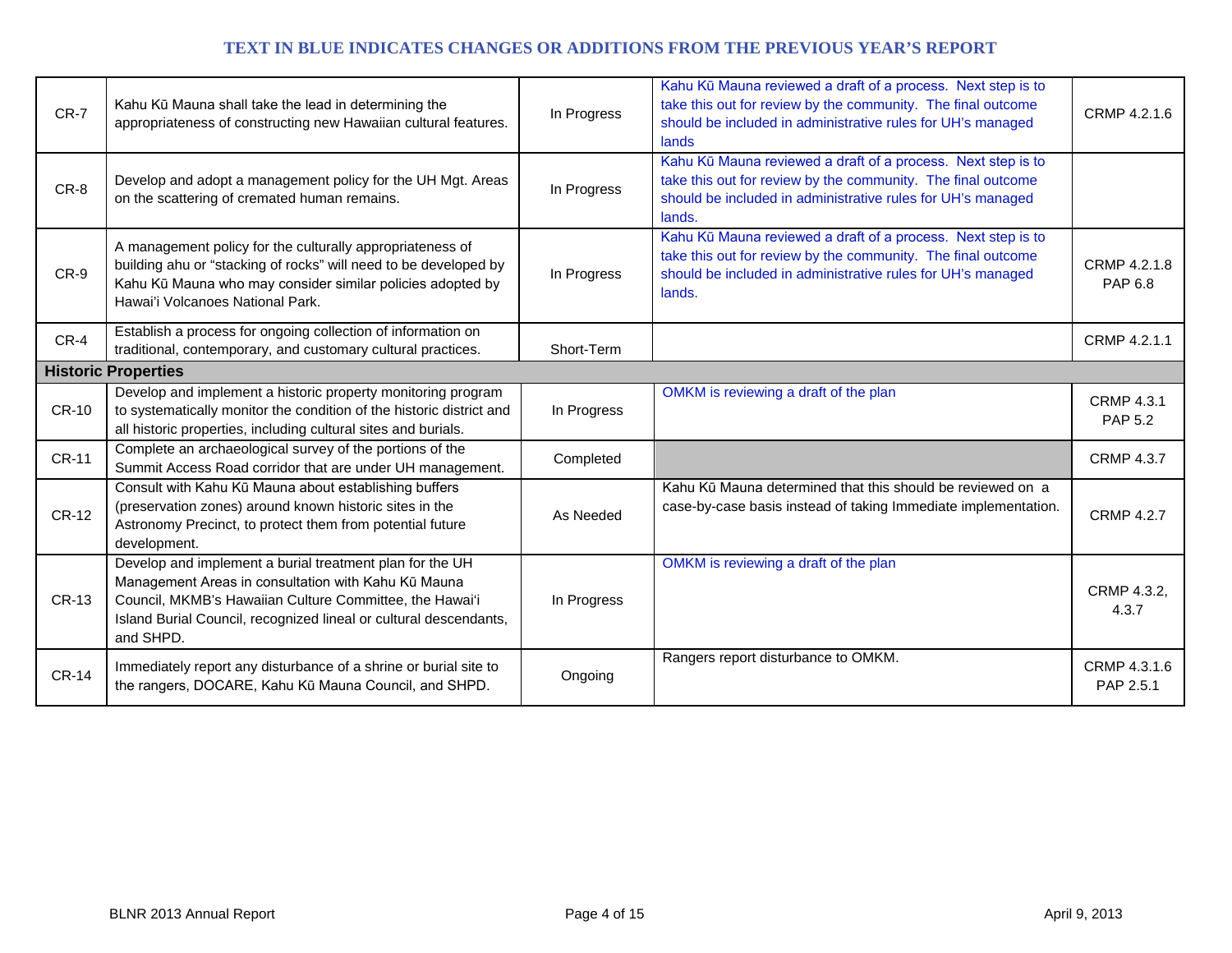**TEXT IN BLUE INDICATES CHANGES OR ADDITIONS FROM THE PREVIOUS YEAR'S REPORT**

| | | | | |
|---|---|---|---|---|
| CR-7 | Kahu Kū Mauna shall take the lead in determining the appropriateness of constructing new Hawaiian cultural features. | In Progress | Kahu Kū Mauna reviewed a draft of a process. Next step is to take this out for review by the community. The final outcome should be included in administrative rules for UH's managed lands | CRMP 4.2.1.6 |
| CR-8 | Develop and adopt a management policy for the UH Mgt. Areas on the scattering of cremated human remains. | In Progress | Kahu Kū Mauna reviewed a draft of a process. Next step is to take this out for review by the community. The final outcome should be included in administrative rules for UH's managed lands. | |
| CR-9 | A management policy for the culturally appropriateness of building ahu or "stacking of rocks" will need to be developed by Kahu Kū Mauna who may consider similar policies adopted by Hawai'i Volcanoes National Park. | In Progress | Kahu Kū Mauna reviewed a draft of a process. Next step is to take this out for review by the community. The final outcome should be included in administrative rules for UH's managed lands. | CRMP 4.2.1.8 PAP 6.8 |
| CR-4 | Establish a process for ongoing collection of information on traditional, contemporary, and customary cultural practices. | Short-Term | | CRMP 4.2.1.1 |
| **Historic Properties** | | | | |
| CR-10 | Develop and implement a historic property monitoring program to systematically monitor the condition of the historic district and all historic properties, including cultural sites and burials. | In Progress | OMKM is reviewing a draft of the plan | CRMP 4.3.1 PAP 5.2 |
| CR-11 | Complete an archaeological survey of the portions of the Summit Access Road corridor that are under UH management. | Completed | | CRMP 4.3.7 |
| CR-12 | Consult with Kahu Kū Mauna about establishing buffers (preservation zones) around known historic sites in the Astronomy Precinct, to protect them from potential future development. | As Needed | Kahu Kū Mauna determined that this should be reviewed on a case-by-case basis instead of taking Immediate implementation. | CRMP 4.2.7 |
| CR-13 | Develop and implement a burial treatment plan for the UH Management Areas in consultation with Kahu Kū Mauna Council, MKMB's Hawaiian Culture Committee, the Hawai'i Island Burial Council, recognized lineal or cultural descendants, and SHPD. | In Progress | OMKM is reviewing a draft of the plan | CRMP 4.3.2, 4.3.7 |
| CR-14 | Immediately report any disturbance of a shrine or burial site to the rangers, DOCARE, Kahu Kū Mauna Council, and SHPD. | Ongoing | Rangers report disturbance to OMKM. | CRMP 4.3.1.6 PAP 2.5.1 |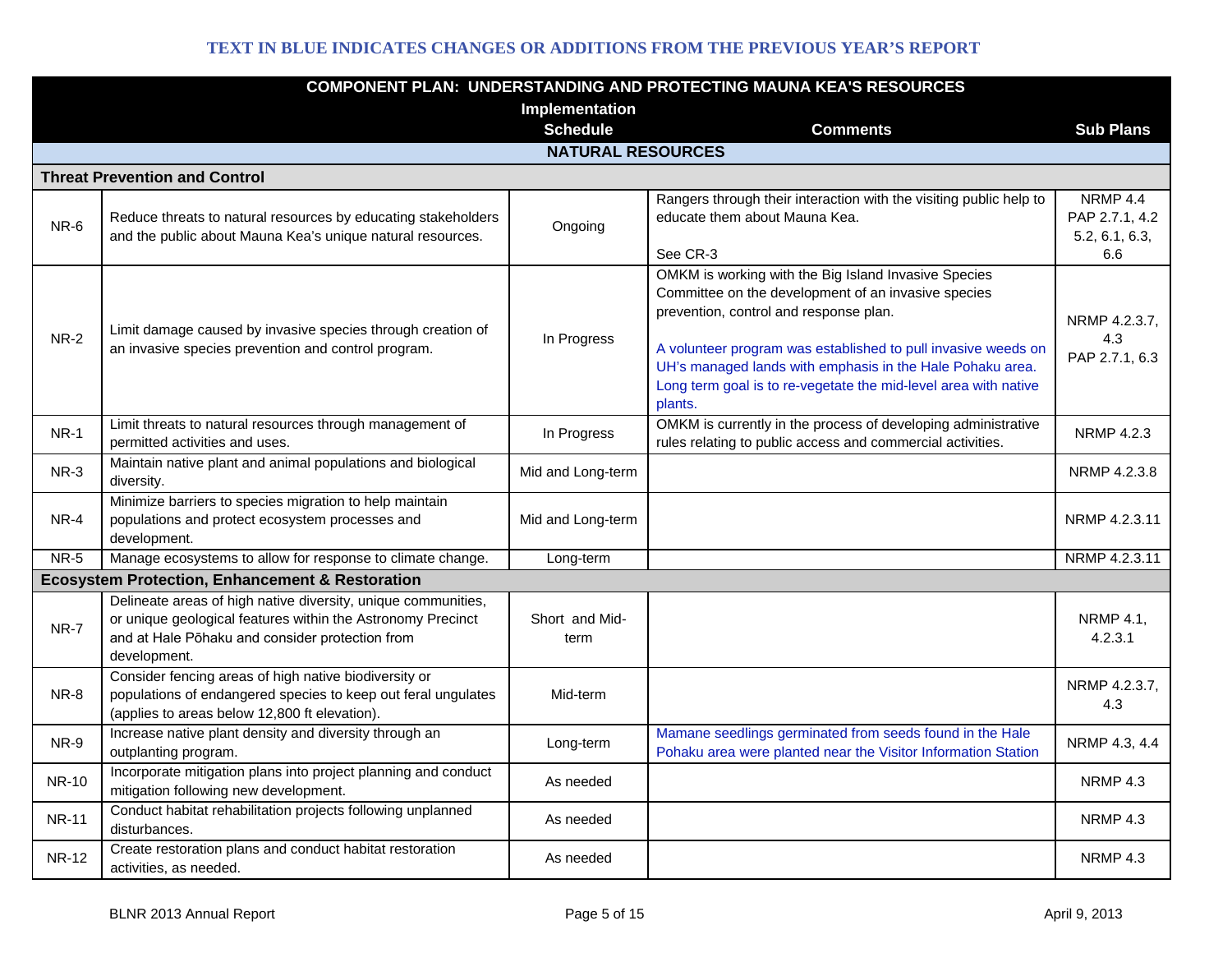**TEXT IN BLUE INDICATES CHANGES OR ADDITIONS FROM THE PREVIOUS YEAR'S REPORT**

| COMPONENT PLAN: UNDERSTANDING AND PROTECTING MAUNA KEA'S RESOURCES | | | | |
|---|---|---|---|---|
| | | Implementation Schedule | Comments | Sub Plans |
| **NATURAL RESOURCES** | | | | |
| **Threat Prevention and Control** | | | | |
| NR-6 | Reduce threats to natural resources by educating stakeholders and the public about Mauna Kea's unique natural resources. | Ongoing | Rangers through their interaction with the visiting public help to educate them about Mauna Kea.<br><br>See CR-3 | NRMP 4.4<br>PAP 2.7.1, 4.2<br>5.2, 6.1, 6.3, 6.6 |
| NR-2 | Limit damage caused by invasive species through creation of an invasive species prevention and control program. | In Progress | OMKM is working with the Big Island Invasive Species Committee on the development of an invasive species prevention, control and response plan.<br><br>A volunteer program was established to pull invasive weeds on UH's managed lands with emphasis in the Hale Pohaku area. Long term goal is to re-vegetate the mid-level area with native plants. | NRMP 4.2.3.7, 4.3<br>PAP 2.7.1, 6.3 |
| NR-1 | Limit threats to natural resources through management of permitted activities and uses. | In Progress | OMKM is currently in the process of developing administrative rules relating to public access and commercial activities. | NRMP 4.2.3 |
| NR-3 | Maintain native plant and animal populations and biological diversity. | Mid and Long-term | | NRMP 4.2.3.8 |
| NR-4 | Minimize barriers to species migration to help maintain populations and protect ecosystem processes and development. | Mid and Long-term | | NRMP 4.2.3.11 |
| NR-5 | Manage ecosystems to allow for response to climate change. | Long-term | | NRMP 4.2.3.11 |
| **Ecosystem Protection, Enhancement & Restoration** | | | | |
| NR-7 | Delineate areas of high native diversity, unique communities, or unique geological features within the Astronomy Precinct and at Hale Pōhaku and consider protection from development. | Short and Mid-term | | NRMP 4.1, 4.2.3.1 |
| NR-8 | Consider fencing areas of high native biodiversity or populations of endangered species to keep out feral ungulates (applies to areas below 12,800 ft elevation). | Mid-term | | NRMP 4.2.3.7, 4.3 |
| NR-9 | Increase native plant density and diversity through an outplanting program. | Long-term | Mamane seedlings germinated from seeds found in the Hale Pohaku area were planted near the Visitor Information Station | NRMP 4.3, 4.4 |
| NR-10 | Incorporate mitigation plans into project planning and conduct mitigation following new development. | As needed | | NRMP 4.3 |
| NR-11 | Conduct habitat rehabilitation projects following unplanned disturbances. | As needed | | NRMP 4.3 |
| NR-12 | Create restoration plans and conduct habitat restoration activities, as needed. | As needed | | NRMP 4.3 |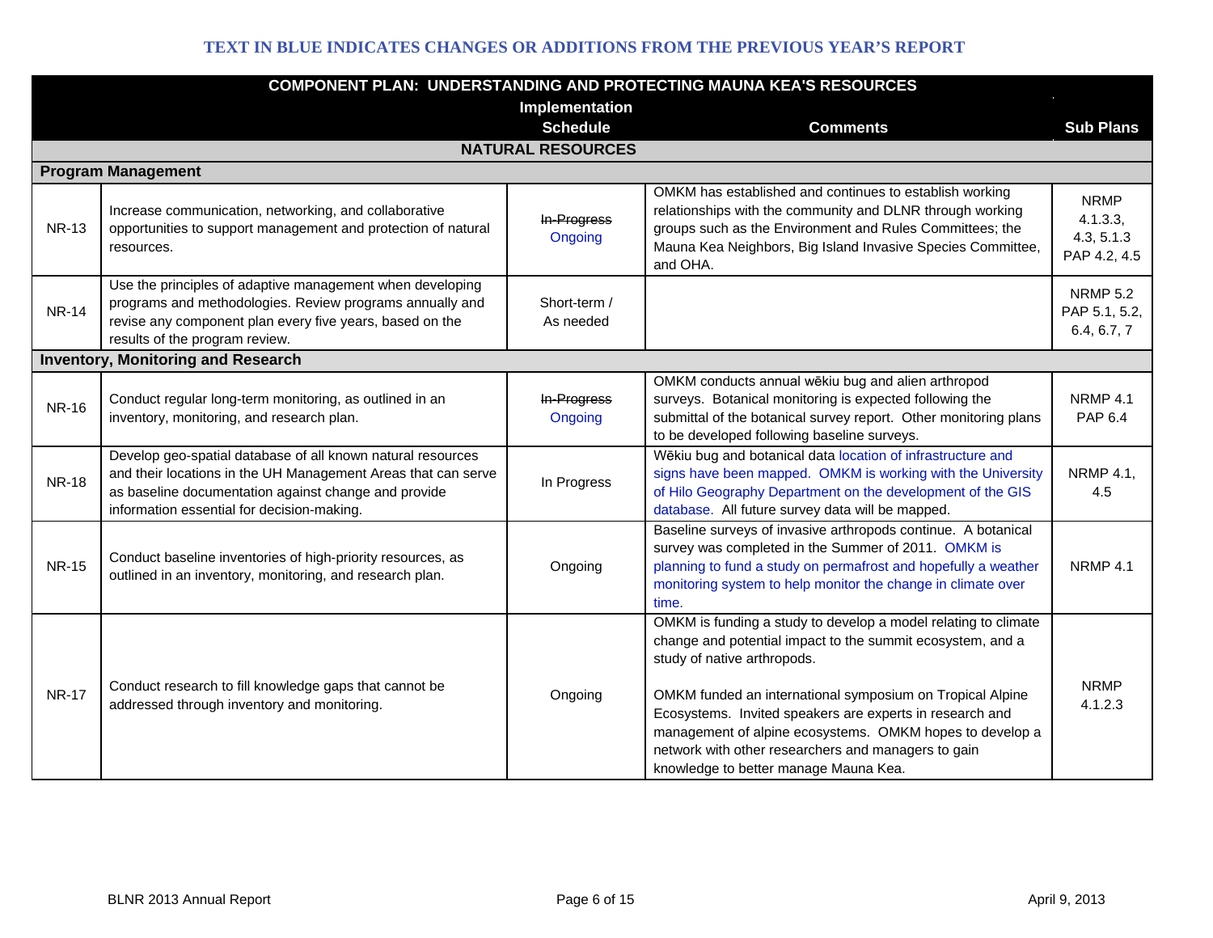**TEXT IN BLUE INDICATES CHANGES OR ADDITIONS FROM THE PREVIOUS YEAR'S REPORT**

| COMPONENT PLAN: UNDERSTANDING AND PROTECTING MAUNA KEA'S RESOURCES | | Implementation Schedule | Comments | Sub Plans |
|---|---|---|---|---|
| **NATURAL RESOURCES** | | | | |
| **Program Management** | | | | |
| NR-13 | Increase communication, networking, and collaborative opportunities to support management and protection of natural resources. | ~~In-Progress~~ Ongoing | OMKM has established and continues to establish working relationships with the community and DLNR through working groups such as the Environment and Rules Committees; the Mauna Kea Neighbors, Big Island Invasive Species Committee, and OHA. | NRMP 4.1.3.3, 4.3, 5.1.3 PAP 4.2, 4.5 |
| NR-14 | Use the principles of adaptive management when developing programs and methodologies. Review programs annually and revise any component plan every five years, based on the results of the program review. | Short-term / As needed | | NRMP 5.2 PAP 5.1, 5.2, 6.4, 6.7, 7 |
| **Inventory, Monitoring and Research** | | | | |
| NR-16 | Conduct regular long-term monitoring, as outlined in an inventory, monitoring, and research plan. | ~~In-Progress~~ Ongoing | OMKM conducts annual wēkiu bug and alien arthropod surveys. Botanical monitoring is expected following the submittal of the botanical survey report. Other monitoring plans to be developed following baseline surveys. | NRMP 4.1 PAP 6.4 |
| NR-18 | Develop geo-spatial database of all known natural resources and their locations in the UH Management Areas that can serve as baseline documentation against change and provide information essential for decision-making. | In Progress | Wēkiu bug and botanical data location of infrastructure and signs have been mapped. OMKM is working with the University of Hilo Geography Department on the development of the GIS database. All future survey data will be mapped. | NRMP 4.1, 4.5 |
| NR-15 | Conduct baseline inventories of high-priority resources, as outlined in an inventory, monitoring, and research plan. | Ongoing | Baseline surveys of invasive arthropods continue. A botanical survey was completed in the Summer of 2011. OMKM is planning to fund a study on permafrost and hopefully a weather monitoring system to help monitor the change in climate over time. | NRMP 4.1 |
| NR-17 | Conduct research to fill knowledge gaps that cannot be addressed through inventory and monitoring. | Ongoing | OMKM is funding a study to develop a model relating to climate change and potential impact to the summit ecosystem, and a study of native arthropods.<br><br>OMKM funded an international symposium on Tropical Alpine Ecosystems. Invited speakers are experts in research and management of alpine ecosystems. OMKM hopes to develop a network with other researchers and managers to gain knowledge to better manage Mauna Kea. | NRMP 4.1.2.3 |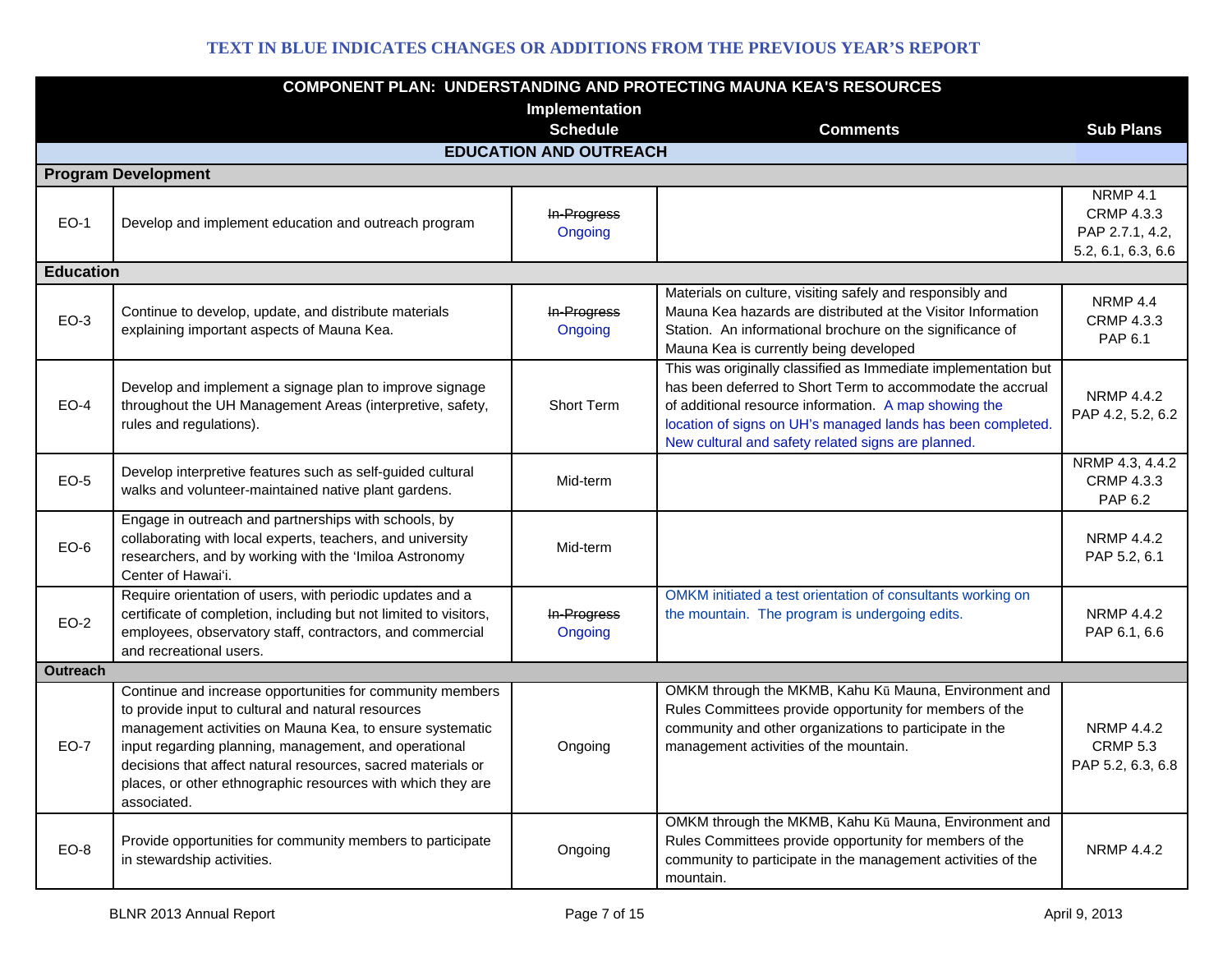**TEXT IN BLUE INDICATES CHANGES OR ADDITIONS FROM THE PREVIOUS YEAR'S REPORT**

| COMPONENT PLAN: UNDERSTANDING AND PROTECTING MAUNA KEA'S RESOURCES | | Implementation Schedule | Comments | Sub Plans |
|---|---|---|---|---|
| **EDUCATION AND OUTREACH** | | | | |
| **Program Development** | | | | |
| EO-1 | Develop and implement education and outreach program | ~~In-Progress~~ Ongoing | | NRMP 4.1 CRMP 4.3.3 PAP 2.7.1, 4.2, 5.2, 6.1, 6.3, 6.6 |
| **Education** | | | | |
| EO-3 | Continue to develop, update, and distribute materials explaining important aspects of Mauna Kea. | ~~In-Progress~~ Ongoing | Materials on culture, visiting safely and responsibly and Mauna Kea hazards are distributed at the Visitor Information Station. An informational brochure on the significance of Mauna Kea is currently being developed | NRMP 4.4 CRMP 4.3.3 PAP 6.1 |
| EO-4 | Develop and implement a signage plan to improve signage throughout the UH Management Areas (interpretive, safety, rules and regulations). | Short Term | This was originally classified as Immediate implementation but has been deferred to Short Term to accommodate the accrual of additional resource information. A map showing the location of signs on UH's managed lands has been completed. New cultural and safety related signs are planned. | NRMP 4.4.2 PAP 4.2, 5.2, 6.2 |
| EO-5 | Develop interpretive features such as self-guided cultural walks and volunteer-maintained native plant gardens. | Mid-term | | NRMP 4.3, 4.4.2 CRMP 4.3.3 PAP 6.2 |
| EO-6 | Engage in outreach and partnerships with schools, by collaborating with local experts, teachers, and university researchers, and by working with the ʻImiloa Astronomy Center of Hawaiʻi. | Mid-term | | NRMP 4.4.2 PAP 5.2, 6.1 |
| EO-2 | Require orientation of users, with periodic updates and a certificate of completion, including but not limited to visitors, employees, observatory staff, contractors, and commercial and recreational users. | ~~In-Progress~~ Ongoing | OMKM initiated a test orientation of consultants working on the mountain. The program is undergoing edits. | NRMP 4.4.2 PAP 6.1, 6.6 |
| **Outreach** | | | | |
| EO-7 | Continue and increase opportunities for community members to provide input to cultural and natural resources management activities on Mauna Kea, to ensure systematic input regarding planning, management, and operational decisions that affect natural resources, sacred materials or places, or other ethnographic resources with which they are associated. | Ongoing | OMKM through the MKMB, Kahu Kū Mauna, Environment and Rules Committees provide opportunity for members of the community and other organizations to participate in the management activities of the mountain. | NRMP 4.4.2 CRMP 5.3 PAP 5.2, 6.3, 6.8 |
| EO-8 | Provide opportunities for community members to participate in stewardship activities. | Ongoing | OMKM through the MKMB, Kahu Kū Mauna, Environment and Rules Committees provide opportunity for members of the community to participate in the management activities of the mountain. | NRMP 4.4.2 |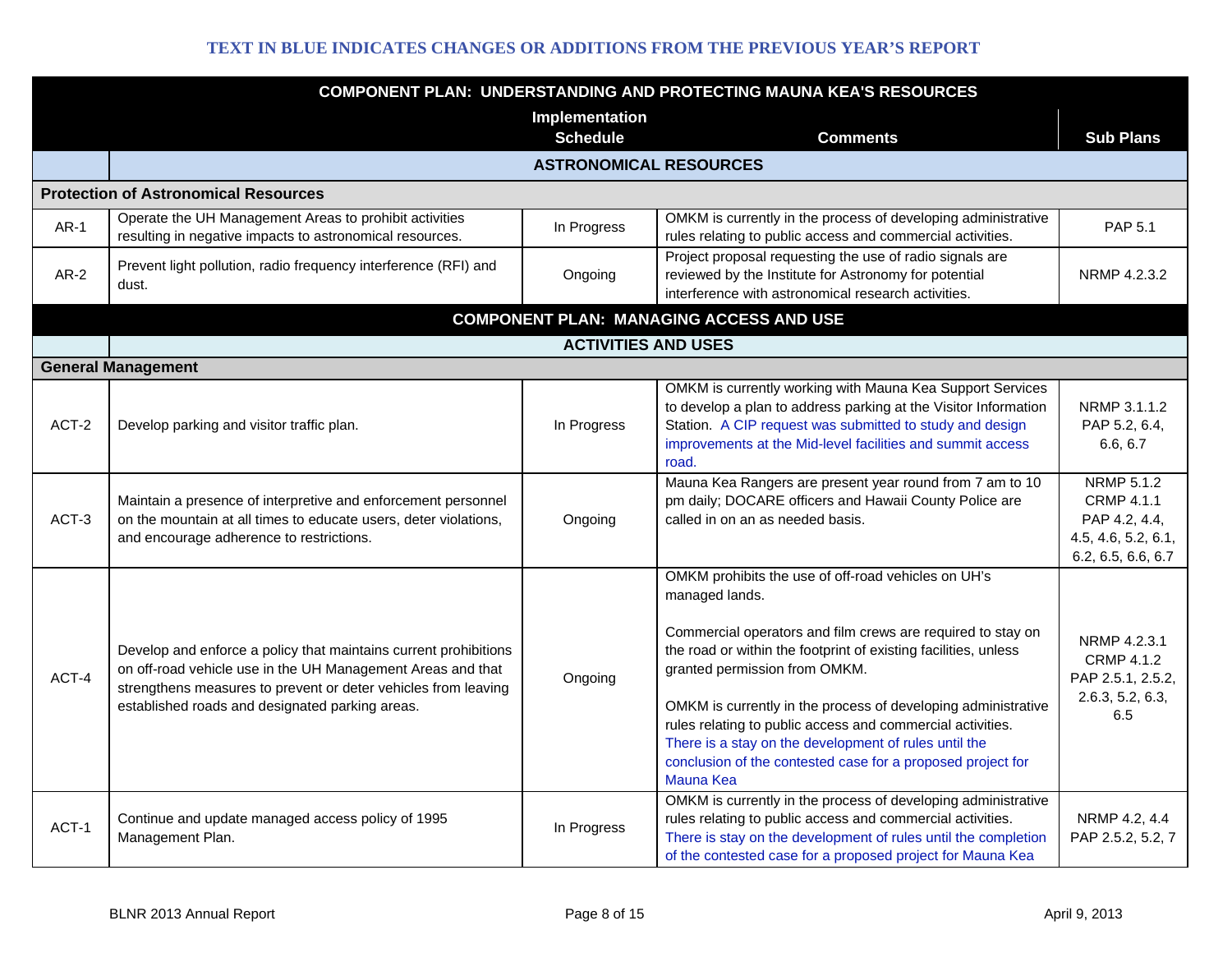**TEXT IN BLUE INDICATES CHANGES OR ADDITIONS FROM THE PREVIOUS YEAR'S REPORT**

| COMPONENT PLAN: UNDERSTANDING AND PROTECTING MAUNA KEA'S RESOURCES | | | | |
|---|---|---|---|---|
| | | Implementation Schedule | Comments | Sub Plans |
| | **ASTRONOMICAL RESOURCES** | | | |
| **Protection of Astronomical Resources** | | | | |
| AR-1 | Operate the UH Management Areas to prohibit activities resulting in negative impacts to astronomical resources. | In Progress | OMKM is currently in the process of developing administrative rules relating to public access and commercial activities. | PAP 5.1 |
| AR-2 | Prevent light pollution, radio frequency interference (RFI) and dust. | Ongoing | Project proposal requesting the use of radio signals are reviewed by the Institute for Astronomy for potential interference with astronomical research activities. | NRMP 4.2.3.2 |
| **COMPONENT PLAN: MANAGING ACCESS AND USE** | | | | |
| | **ACTIVITIES AND USES** | | | |
| **General Management** | | | | |
| ACT-2 | Develop parking and visitor traffic plan. | In Progress | OMKM is currently working with Mauna Kea Support Services to develop a plan to address parking at the Visitor Information Station. A CIP request was submitted to study and design improvements at the Mid-level facilities and summit access road. | NRMP 3.1.1.2<br>PAP 5.2, 6.4, 6.6, 6.7 |
| ACT-3 | Maintain a presence of interpretive and enforcement personnel on the mountain at all times to educate users, deter violations, and encourage adherence to restrictions. | Ongoing | Mauna Kea Rangers are present year round from 7 am to 10 pm daily; DOCARE officers and Hawaii County Police are called in on an as needed basis. | NRMP 5.1.2<br>CRMP 4.1.1<br>PAP 4.2, 4.4, 4.5, 4.6, 5.2, 6.1, 6.2, 6.5, 6.6, 6.7 |
| ACT-4 | Develop and enforce a policy that maintains current prohibitions on off-road vehicle use in the UH Management Areas and that strengthens measures to prevent or deter vehicles from leaving established roads and designated parking areas. | Ongoing | OMKM prohibits the use of off-road vehicles on UH's managed lands.<br><br>Commercial operators and film crews are required to stay on the road or within the footprint of existing facilities, unless granted permission from OMKM.<br><br>OMKM is currently in the process of developing administrative rules relating to public access and commercial activities. There is a stay on the development of rules until the conclusion of the contested case for a proposed project for Mauna Kea | NRMP 4.2.3.1<br>CRMP 4.1.2<br>PAP 2.5.1, 2.5.2, 2.6.3, 5.2, 6.3, 6.5 |
| ACT-1 | Continue and update managed access policy of 1995 Management Plan. | In Progress | OMKM is currently in the process of developing administrative rules relating to public access and commercial activities. There is stay on the development of rules until the completion of the contested case for a proposed project for Mauna Kea | NRMP 4.2, 4.4<br>PAP 2.5.2, 5.2, 7 |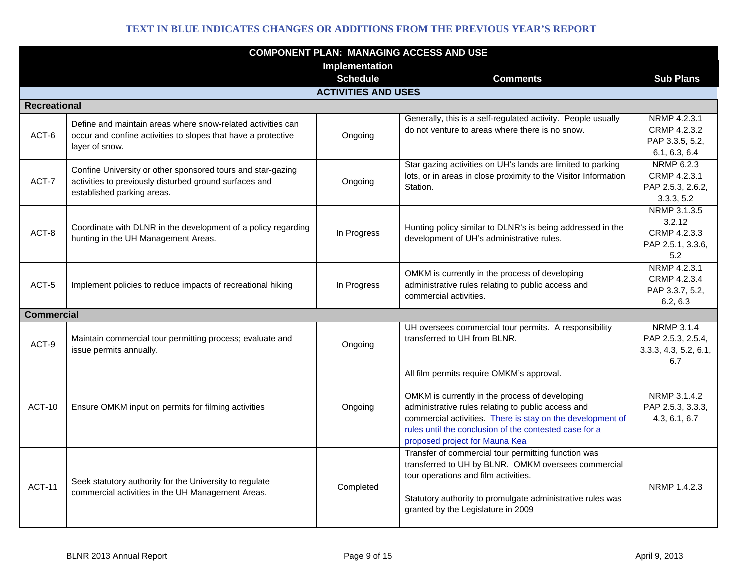**TEXT IN BLUE INDICATES CHANGES OR ADDITIONS FROM THE PREVIOUS YEAR'S REPORT**

| COMPONENT PLAN: MANAGING ACCESS AND USE | | Implementation Schedule | Comments | Sub Plans |
|---|---|---|---|---|
| **ACTIVITIES AND USES** | | | | |
| **Recreational** | | | | |
| ACT-6 | Define and maintain areas where snow-related activities can occur and confine activities to slopes that have a protective layer of snow. | Ongoing | Generally, this is a self-regulated activity. People usually do not venture to areas where there is no snow. | NRMP 4.2.3.1 CRMP 4.2.3.2 PAP 3.3.5, 5.2, 6.1, 6.3, 6.4 |
| ACT-7 | Confine University or other sponsored tours and star-gazing activities to previously disturbed ground surfaces and established parking areas. | Ongoing | Star gazing activities on UH's lands are limited to parking lots, or in areas in close proximity to the Visitor Information Station. | NRMP 6.2.3 CRMP 4.2.3.1 PAP 2.5.3, 2.6.2, 3.3.3, 5.2 |
| ACT-8 | Coordinate with DLNR in the development of a policy regarding hunting in the UH Management Areas. | In Progress | Hunting policy similar to DLNR's is being addressed in the development of UH's administrative rules. | NRMP 3.1.3.5 3.2.12 CRMP 4.2.3.3 PAP 2.5.1, 3.3.6, 5.2 |
| ACT-5 | Implement policies to reduce impacts of recreational hiking | In Progress | OMKM is currently in the process of developing administrative rules relating to public access and commercial activities. | NRMP 4.2.3.1 CRMP 4.2.3.4 PAP 3.3.7, 5.2, 6.2, 6.3 |
| **Commercial** | | | | |
| ACT-9 | Maintain commercial tour permitting process; evaluate and issue permits annually. | Ongoing | UH oversees commercial tour permits. A responsibility transferred to UH from BLNR. | NRMP 3.1.4 PAP 2.5.3, 2.5.4, 3.3.3, 4.3, 5.2, 6.1, 6.7 |
| ACT-10 | Ensure OMKM input on permits for filming activities | Ongoing | All film permits require OMKM's approval.<br><br>OMKM is currently in the process of developing administrative rules relating to public access and commercial activities. There is stay on the development of rules until the conclusion of the contested case for a proposed project for Mauna Kea | NRMP 3.1.4.2 PAP 2.5.3, 3.3.3, 4.3, 6.1, 6.7 |
| ACT-11 | Seek statutory authority for the University to regulate commercial activities in the UH Management Areas. | Completed | Transfer of commercial tour permitting function was transferred to UH by BLNR. OMKM oversees commercial tour operations and film activities.<br><br>Statutory authority to promulgate administrative rules was granted by the Legislature in 2009 | NRMP 1.4.2.3 |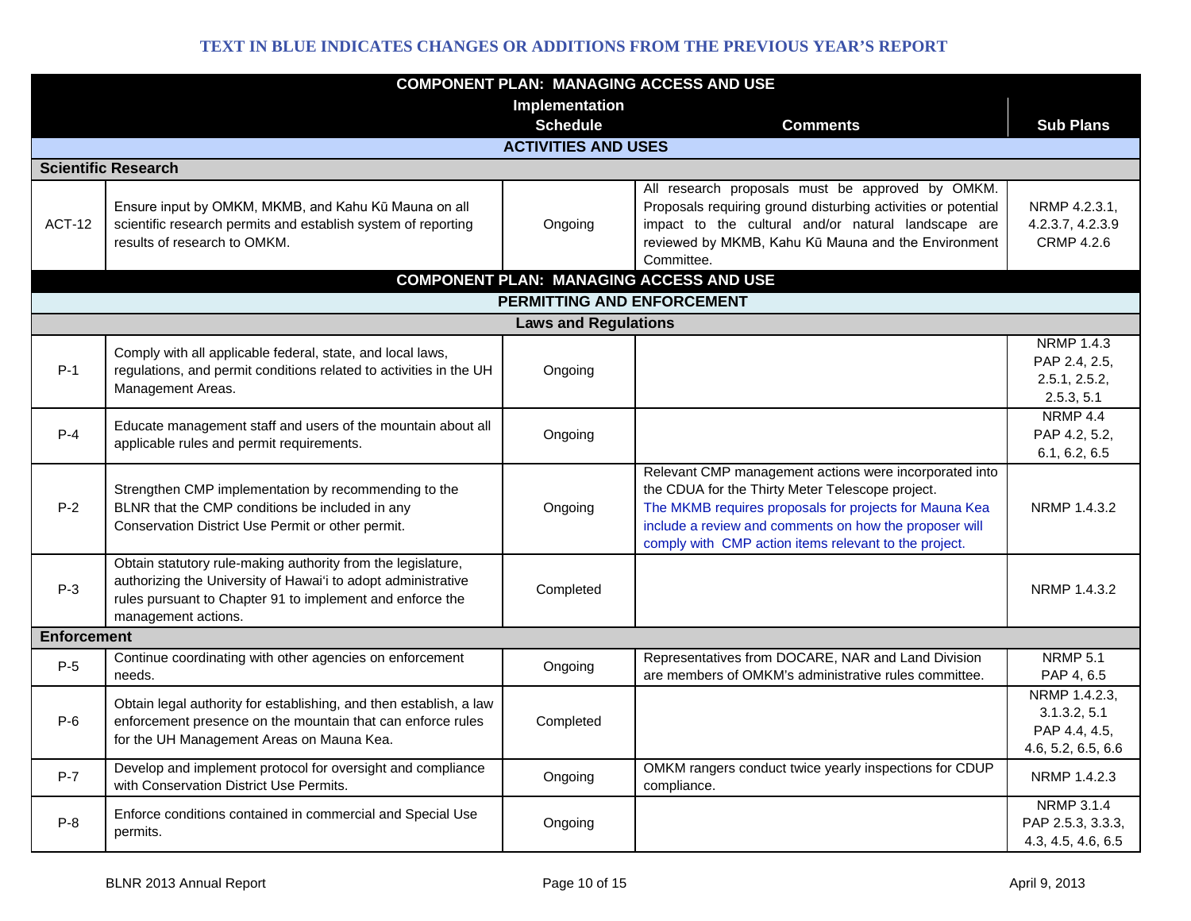**TEXT IN BLUE INDICATES CHANGES OR ADDITIONS FROM THE PREVIOUS YEAR'S REPORT**

| COMPONENT PLAN: MANAGING ACCESS AND USE | | | | |
|---|---|---|---|---|
| | | **Implementation Schedule** | **Comments** | **Sub Plans** |
| **ACTIVITIES AND USES** | | | | |
| **Scientific Research** | | | | |
| ACT-12 | Ensure input by OMKM, MKMB, and Kahu Kū Mauna on all scientific research permits and establish system of reporting results of research to OMKM. | Ongoing | All research proposals must be approved by OMKM. Proposals requiring ground disturbing activities or potential impact to the cultural and/or natural landscape are reviewed by MKMB, Kahu Kū Mauna and the Environment Committee. | NRMP 4.2.3.1, 4.2.3.7, 4.2.3.9 CRMP 4.2.6 |
| **COMPONENT PLAN: MANAGING ACCESS AND USE** | | | | |
| **PERMITTING AND ENFORCEMENT** | | | | |
| **Laws and Regulations** | | | | |
| P-1 | Comply with all applicable federal, state, and local laws, regulations, and permit conditions related to activities in the UH Management Areas. | Ongoing | | NRMP 1.4.3 PAP 2.4, 2.5, 2.5.1, 2.5.2, 2.5.3, 5.1 |
| P-4 | Educate management staff and users of the mountain about all applicable rules and permit requirements. | Ongoing | | NRMP 4.4 PAP 4.2, 5.2, 6.1, 6.2, 6.5 |
| P-2 | Strengthen CMP implementation by recommending to the BLNR that the CMP conditions be included in any Conservation District Use Permit or other permit. | Ongoing | Relevant CMP management actions were incorporated into the CDUA for the Thirty Meter Telescope project. The MKMB requires proposals for projects for Mauna Kea include a review and comments on how the proposer will comply with CMP action items relevant to the project. | NRMP 1.4.3.2 |
| P-3 | Obtain statutory rule-making authority from the legislature, authorizing the University of Hawai'i to adopt administrative rules pursuant to Chapter 91 to implement and enforce the management actions. | Completed | | NRMP 1.4.3.2 |
| **Enforcement** | | | | |
| P-5 | Continue coordinating with other agencies on enforcement needs. | Ongoing | Representatives from DOCARE, NAR and Land Division are members of OMKM's administrative rules committee. | NRMP 5.1 PAP 4, 6.5 |
| P-6 | Obtain legal authority for establishing, and then establish, a law enforcement presence on the mountain that can enforce rules for the UH Management Areas on Mauna Kea. | Completed | | NRMP 1.4.2.3, 3.1.3.2, 5.1 PAP 4.4, 4.5, 4.6, 5.2, 6.5, 6.6 |
| P-7 | Develop and implement protocol for oversight and compliance with Conservation District Use Permits. | Ongoing | OMKM rangers conduct twice yearly inspections for CDUP compliance. | NRMP 1.4.2.3 |
| P-8 | Enforce conditions contained in commercial and Special Use permits. | Ongoing | | NRMP 3.1.4 PAP 2.5.3, 3.3.3, 4.3, 4.5, 4.6, 6.5 |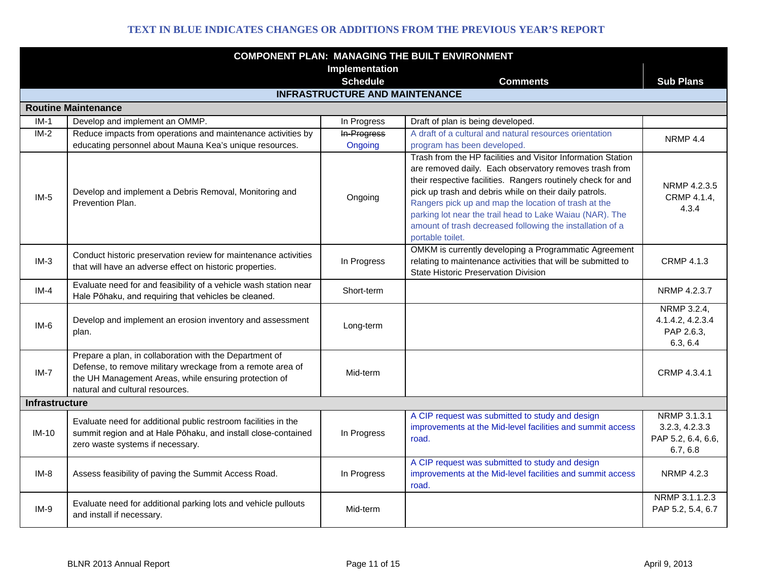**TEXT IN BLUE INDICATES CHANGES OR ADDITIONS FROM THE PREVIOUS YEAR'S REPORT**

| COMPONENT PLAN: MANAGING THE BUILT ENVIRONMENT | | Implementation Schedule | Comments | Sub Plans |
|---|---|---|---|---|
| **INFRASTRUCTURE AND MAINTENANCE** | | | | |
| **Routine Maintenance** | | | | |
| IM-1 | Develop and implement an OMMP. | In Progress | Draft of plan is being developed. | |
| IM-2 | Reduce impacts from operations and maintenance activities by educating personnel about Mauna Kea's unique resources. | ~~In Progress~~ Ongoing | A draft of a cultural and natural resources orientation program has been developed. | NRMP 4.4 |
| IM-5 | Develop and implement a Debris Removal, Monitoring and Prevention Plan. | Ongoing | Trash from the HP facilities and Visitor Information Station are removed daily. Each observatory removes trash from their respective facilities. Rangers routinely check for and pick up trash and debris while on their daily patrols. Rangers pick up and map the location of trash at the parking lot near the trail head to Lake Waiau (NAR). The amount of trash decreased following the installation of a portable toilet. | NRMP 4.2.3.5 CRMP 4.1.4, 4.3.4 |
| IM-3 | Conduct historic preservation review for maintenance activities that will have an adverse effect on historic properties. | In Progress | OMKM is currently developing a Programmatic Agreement relating to maintenance activities that will be submitted to State Historic Preservation Division | CRMP 4.1.3 |
| IM-4 | Evaluate need for and feasibility of a vehicle wash station near Hale Pōhaku, and requiring that vehicles be cleaned. | Short-term | | NRMP 4.2.3.7 |
| IM-6 | Develop and implement an erosion inventory and assessment plan. | Long-term | | NRMP 3.2.4, 4.1.4.2, 4.2.3.4 PAP 2.6.3, 6.3, 6.4 |
| IM-7 | Prepare a plan, in collaboration with the Department of Defense, to remove military wreckage from a remote area of the UH Management Areas, while ensuring protection of natural and cultural resources. | Mid-term | | CRMP 4.3.4.1 |
| **Infrastructure** | | | | |
| IM-10 | Evaluate need for additional public restroom facilities in the summit region and at Hale Pōhaku, and install close-contained zero waste systems if necessary. | In Progress | A CIP request was submitted to study and design improvements at the Mid-level facilities and summit access road. | NRMP 3.1.3.1 3.2.3, 4.2.3.3 PAP 5.2, 6.4, 6.6, 6.7, 6.8 |
| IM-8 | Assess feasibility of paving the Summit Access Road. | In Progress | A CIP request was submitted to study and design improvements at the Mid-level facilities and summit access road. | NRMP 4.2.3 |
| IM-9 | Evaluate need for additional parking lots and vehicle pullouts and install if necessary. | Mid-term | | NRMP 3.1.1.2.3 PAP 5.2, 5.4, 6.7 |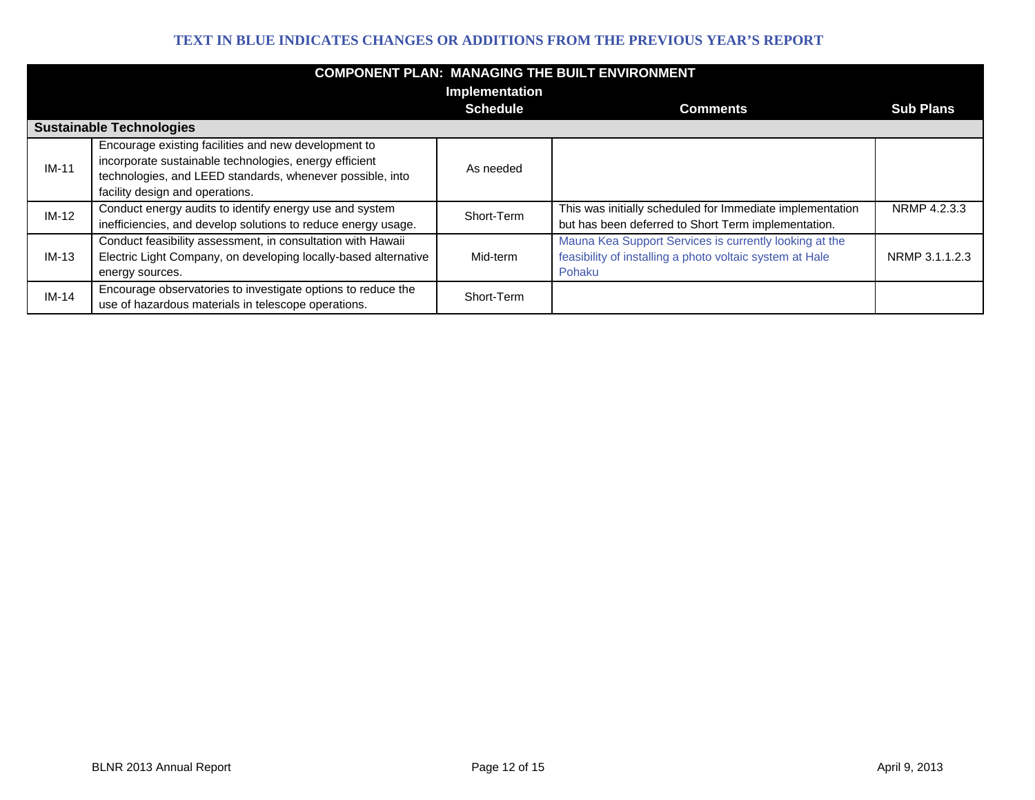**TEXT IN BLUE INDICATES CHANGES OR ADDITIONS FROM THE PREVIOUS YEAR'S REPORT**

| COMPONENT PLAN: MANAGING THE BUILT ENVIRONMENT | | Implementation Schedule | Comments | Sub Plans |
|---|---|---|---|---|
| **Sustainable Technologies** | | | | |
| IM-11 | Encourage existing facilities and new development to incorporate sustainable technologies, energy efficient technologies, and LEED standards, whenever possible, into facility design and operations. | As needed | | |
| IM-12 | Conduct energy audits to identify energy use and system inefficiencies, and develop solutions to reduce energy usage. | Short-Term | This was initially scheduled for Immediate implementation but has been deferred to Short Term implementation. | NRMP 4.2.3.3 |
| IM-13 | Conduct feasibility assessment, in consultation with Hawaii Electric Light Company, on developing locally-based alternative energy sources. | Mid-term | Mauna Kea Support Services is currently looking at the feasibility of installing a photo voltaic system at Hale Pohaku | NRMP 3.1.1.2.3 |
| IM-14 | Encourage observatories to investigate options to reduce the use of hazardous materials in telescope operations. | Short-Term | | |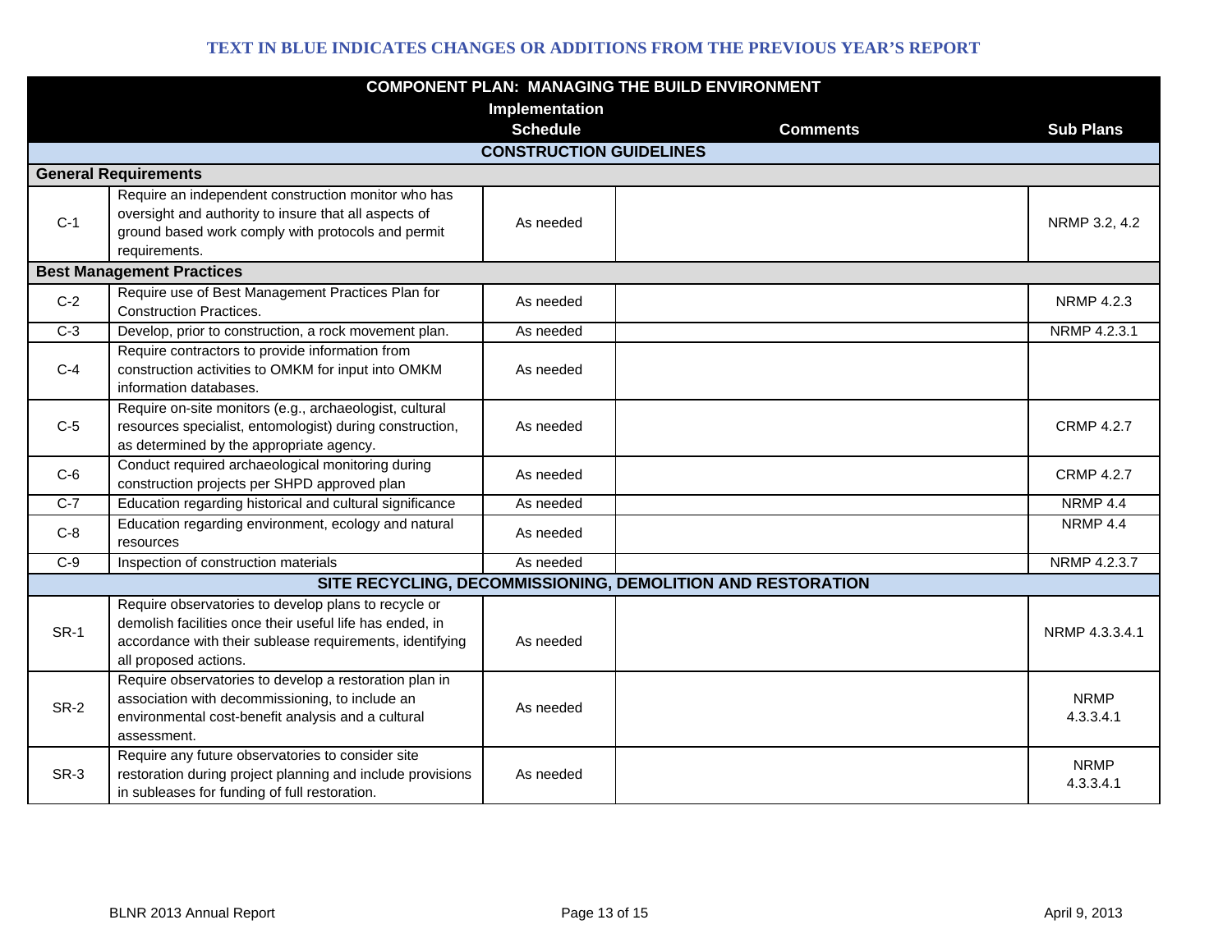**TEXT IN BLUE INDICATES CHANGES OR ADDITIONS FROM THE PREVIOUS YEAR'S REPORT**

| COMPONENT PLAN: MANAGING THE BUILD ENVIRONMENT | | | | |
|---|---|---|---|---|
| | | Implementation Schedule | Comments | Sub Plans |
| **CONSTRUCTION GUIDELINES** | | | | |
| **General Requirements** | | | | |
| C-1 | Require an independent construction monitor who has oversight and authority to insure that all aspects of ground based work comply with protocols and permit requirements. | As needed | | NRMP 3.2, 4.2 |
| **Best Management Practices** | | | | |
| C-2 | Require use of Best Management Practices Plan for Construction Practices. | As needed | | NRMP 4.2.3 |
| C-3 | Develop, prior to construction, a rock movement plan. | As needed | | NRMP 4.2.3.1 |
| C-4 | Require contractors to provide information from construction activities to OMKM for input into OMKM information databases. | As needed | | |
| C-5 | Require on-site monitors (e.g., archaeologist, cultural resources specialist, entomologist) during construction, as determined by the appropriate agency. | As needed | | CRMP 4.2.7 |
| C-6 | Conduct required archaeological monitoring during construction projects per SHPD approved plan | As needed | | CRMP 4.2.7 |
| C-7 | Education regarding historical and cultural significance | As needed | | NRMP 4.4 |
| C-8 | Education regarding environment, ecology and natural resources | As needed | | NRMP 4.4 |
| C-9 | Inspection of construction materials | As needed | | NRMP 4.2.3.7 |
| **SITE RECYCLING, DECOMMISSIONING, DEMOLITION AND RESTORATION** | | | | |
| SR-1 | Require observatories to develop plans to recycle or demolish facilities once their useful life has ended, in accordance with their sublease requirements, identifying all proposed actions. | As needed | | NRMP 4.3.3.4.1 |
| SR-2 | Require observatories to develop a restoration plan in association with decommissioning, to include an environmental cost-benefit analysis and a cultural assessment. | As needed | | NRMP 4.3.3.4.1 |
| SR-3 | Require any future observatories to consider site restoration during project planning and include provisions in subleases for funding of full restoration. | As needed | | NRMP 4.3.3.4.1 |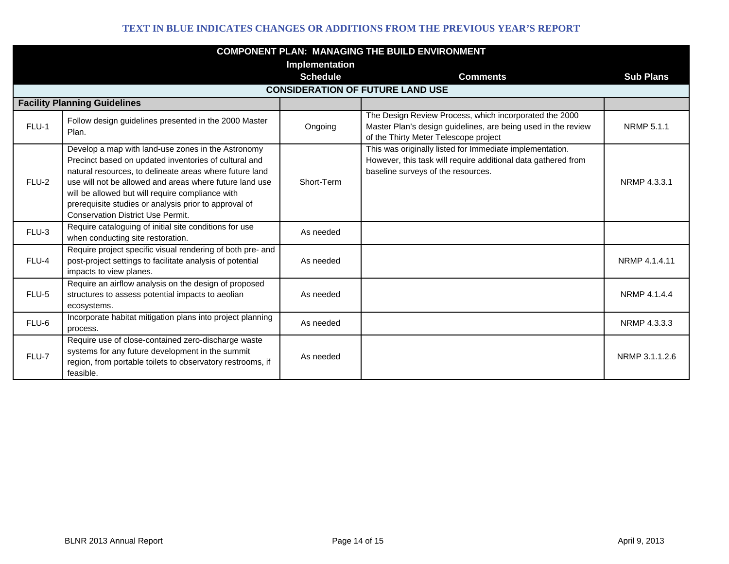TEXT IN BLUE INDICATES CHANGES OR ADDITIONS FROM THE PREVIOUS YEAR'S REPORT

| COMPONENT PLAN: MANAGING THE BUILD ENVIRONMENT | | | | |
|---|---|---|---|---|
| | | Implementation Schedule | Comments | Sub Plans |
| CONSIDERATION OF FUTURE LAND USE | | | | |
| **Facility Planning Guidelines** | | | | |
| FLU-1 | Follow design guidelines presented in the 2000 Master Plan. | Ongoing | The Design Review Process, which incorporated the 2000 Master Plan's design guidelines, are being used in the review of the Thirty Meter Telescope project | NRMP 5.1.1 |
| FLU-2 | Develop a map with land-use zones in the Astronomy Precinct based on updated inventories of cultural and natural resources, to delineate areas where future land use will not be allowed and areas where future land use will be allowed but will require compliance with prerequisite studies or analysis prior to approval of Conservation District Use Permit. | Short-Term | This was originally listed for Immediate implementation. However, this task will require additional data gathered from baseline surveys of the resources. | NRMP 4.3.3.1 |
| FLU-3 | Require cataloguing of initial site conditions for use when conducting site restoration. | As needed | | |
| FLU-4 | Require project specific visual rendering of both pre- and post-project settings to facilitate analysis of potential impacts to view planes. | As needed | | NRMP 4.1.4.11 |
| FLU-5 | Require an airflow analysis on the design of proposed structures to assess potential impacts to aeolian ecosystems. | As needed | | NRMP 4.1.4.4 |
| FLU-6 | Incorporate habitat mitigation plans into project planning process. | As needed | | NRMP 4.3.3.3 |
| FLU-7 | Require use of close-contained zero-discharge waste systems for any future development in the summit region, from portable toilets to observatory restrooms, if feasible. | As needed | | NRMP 3.1.1.2.6 |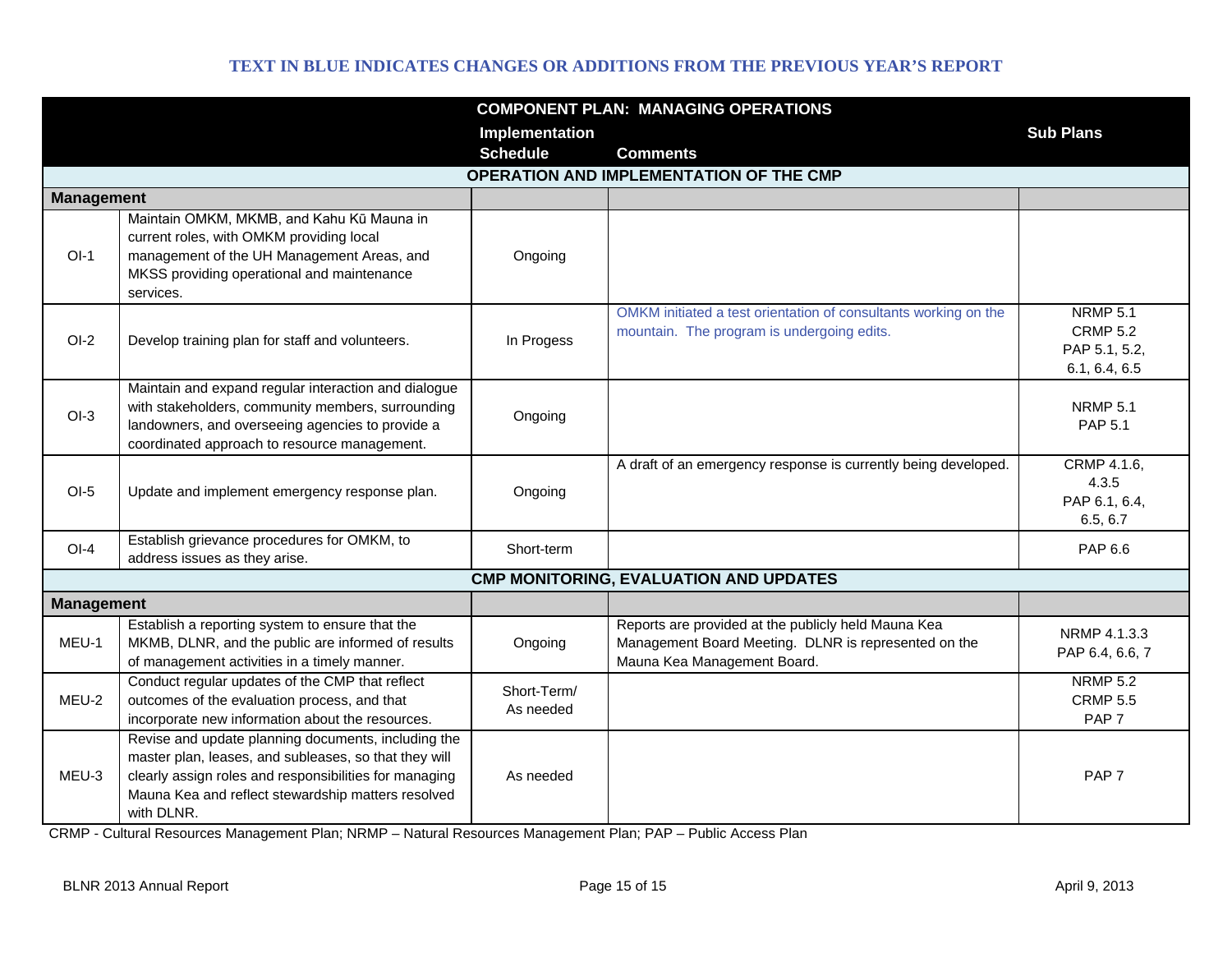**TEXT IN BLUE INDICATES CHANGES OR ADDITIONS FROM THE PREVIOUS YEAR'S REPORT**

| | | Implementation Schedule | Comments | Sub Plans |
|---|---|---|---|---|
| **COMPONENT PLAN: MANAGING OPERATIONS** | | | | |
| **OPERATION AND IMPLEMENTATION OF THE CMP** | | | | |
| **Management** | | | | |
| OI-1 | Maintain OMKM, MKMB, and Kahu Kū Mauna in current roles, with OMKM providing local management of the UH Management Areas, and MKSS providing operational and maintenance services. | Ongoing | | |
| OI-2 | Develop training plan for staff and volunteers. | In Progess | OMKM initiated a test orientation of consultants working on the mountain. The program is undergoing edits. | NRMP 5.1<br>CRMP 5.2<br>PAP 5.1, 5.2, 6.1, 6.4, 6.5 |
| OI-3 | Maintain and expand regular interaction and dialogue with stakeholders, community members, surrounding landowners, and overseeing agencies to provide a coordinated approach to resource management. | Ongoing | | NRMP 5.1<br>PAP 5.1 |
| OI-5 | Update and implement emergency response plan. | Ongoing | A draft of an emergency response is currently being developed. | CRMP 4.1.6, 4.3.5<br>PAP 6.1, 6.4, 6.5, 6.7 |
| OI-4 | Establish grievance procedures for OMKM, to address issues as they arise. | Short-term | | PAP 6.6 |
| **CMP MONITORING, EVALUATION AND UPDATES** | | | | |
| **Management** | | | | |
| MEU-1 | Establish a reporting system to ensure that the MKMB, DLNR, and the public are informed of results of management activities in a timely manner. | Ongoing | Reports are provided at the publicly held Mauna Kea Management Board Meeting. DLNR is represented on the Mauna Kea Management Board. | NRMP 4.1.3.3<br>PAP 6.4, 6.6, 7 |
| MEU-2 | Conduct regular updates of the CMP that reflect outcomes of the evaluation process, and that incorporate new information about the resources. | Short-Term/ As needed | | NRMP 5.2<br>CRMP 5.5<br>PAP 7 |
| MEU-3 | Revise and update planning documents, including the master plan, leases, and subleases, so that they will clearly assign roles and responsibilities for managing Mauna Kea and reflect stewardship matters resolved with DLNR. | As needed | | PAP 7 |

CRMP - Cultural Resources Management Plan; NRMP – Natural Resources Management Plan; PAP – Public Access Plan